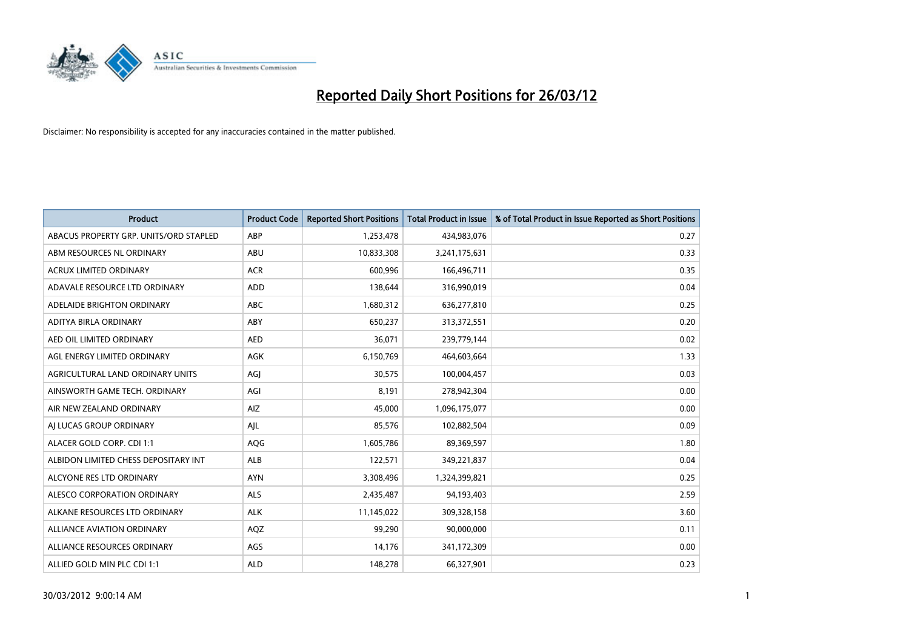# Reported Daily Short Positions for 26/03/12

Disclaimer: No responsibility is accepted for any inaccuracies contained in the matter published.

| Product | Product Code | Reported Short Positions | Total Product in Issue | % of Total Product in Issue Reported as Short Positions |
|---|---|---|---|---|
| ABACUS PROPERTY GRP. UNITS/ORD STAPLED | ABP | 1,253,478 | 434,983,076 | 0.27 |
| ABM RESOURCES NL ORDINARY | ABU | 10,833,308 | 3,241,175,631 | 0.33 |
| ACRUX LIMITED ORDINARY | ACR | 600,996 | 166,496,711 | 0.35 |
| ADAVALE RESOURCE LTD ORDINARY | ADD | 138,644 | 316,990,019 | 0.04 |
| ADELAIDE BRIGHTON ORDINARY | ABC | 1,680,312 | 636,277,810 | 0.25 |
| ADITYA BIRLA ORDINARY | ABY | 650,237 | 313,372,551 | 0.20 |
| AED OIL LIMITED ORDINARY | AED | 36,071 | 239,779,144 | 0.02 |
| AGL ENERGY LIMITED ORDINARY | AGK | 6,150,769 | 464,603,664 | 1.33 |
| AGRICULTURAL LAND ORDINARY UNITS | AGJ | 30,575 | 100,004,457 | 0.03 |
| AINSWORTH GAME TECH. ORDINARY | AGI | 8,191 | 278,942,304 | 0.00 |
| AIR NEW ZEALAND ORDINARY | AIZ | 45,000 | 1,096,175,077 | 0.00 |
| AJ LUCAS GROUP ORDINARY | AJL | 85,576 | 102,882,504 | 0.09 |
| ALACER GOLD CORP. CDI 1:1 | AQG | 1,605,786 | 89,369,597 | 1.80 |
| ALBIDON LIMITED CHESS DEPOSITARY INT | ALB | 122,571 | 349,221,837 | 0.04 |
| ALCYONE RES LTD ORDINARY | AYN | 3,308,496 | 1,324,399,821 | 0.25 |
| ALESCO CORPORATION ORDINARY | ALS | 2,435,487 | 94,193,403 | 2.59 |
| ALKANE RESOURCES LTD ORDINARY | ALK | 11,145,022 | 309,328,158 | 3.60 |
| ALLIANCE AVIATION ORDINARY | AQZ | 99,290 | 90,000,000 | 0.11 |
| ALLIANCE RESOURCES ORDINARY | AGS | 14,176 | 341,172,309 | 0.00 |
| ALLIED GOLD MIN PLC CDI 1:1 | ALD | 148,278 | 66,327,901 | 0.23 |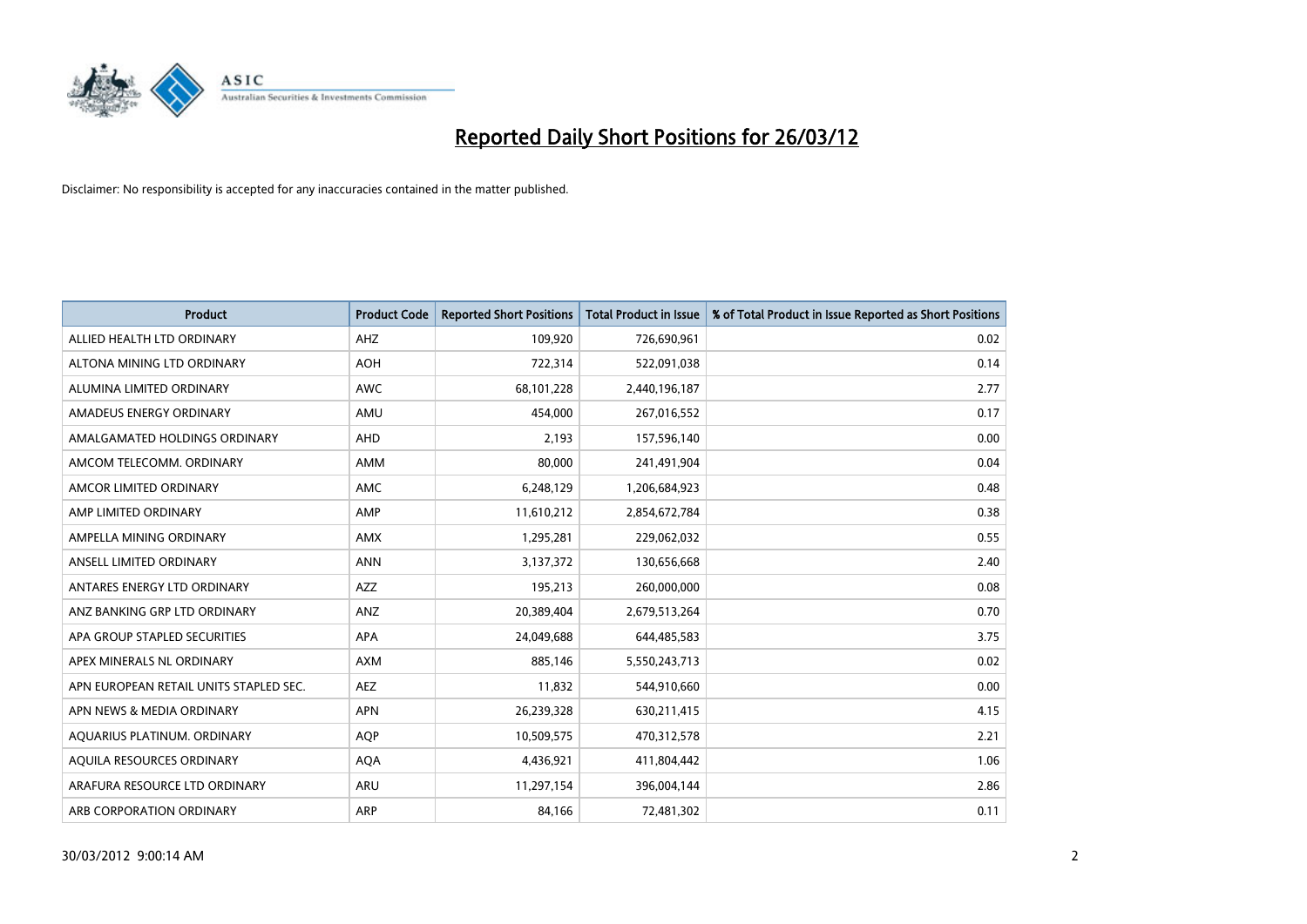# Reported Daily Short Positions for 26/03/12

Disclaimer: No responsibility is accepted for any inaccuracies contained in the matter published.

| Product | Product Code | Reported Short Positions | Total Product in Issue | % of Total Product in Issue Reported as Short Positions |
|---|---|---|---|---|
| ALLIED HEALTH LTD ORDINARY | AHZ | 109,920 | 726,690,961 | 0.02 |
| ALTONA MINING LTD ORDINARY | AOH | 722,314 | 522,091,038 | 0.14 |
| ALUMINA LIMITED ORDINARY | AWC | 68,101,228 | 2,440,196,187 | 2.77 |
| AMADEUS ENERGY ORDINARY | AMU | 454,000 | 267,016,552 | 0.17 |
| AMALGAMATED HOLDINGS ORDINARY | AHD | 2,193 | 157,596,140 | 0.00 |
| AMCOM TELECOMM. ORDINARY | AMM | 80,000 | 241,491,904 | 0.04 |
| AMCOR LIMITED ORDINARY | AMC | 6,248,129 | 1,206,684,923 | 0.48 |
| AMP LIMITED ORDINARY | AMP | 11,610,212 | 2,854,672,784 | 0.38 |
| AMPELLA MINING ORDINARY | AMX | 1,295,281 | 229,062,032 | 0.55 |
| ANSELL LIMITED ORDINARY | ANN | 3,137,372 | 130,656,668 | 2.40 |
| ANTARES ENERGY LTD ORDINARY | AZZ | 195,213 | 260,000,000 | 0.08 |
| ANZ BANKING GRP LTD ORDINARY | ANZ | 20,389,404 | 2,679,513,264 | 0.70 |
| APA GROUP STAPLED SECURITIES | APA | 24,049,688 | 644,485,583 | 3.75 |
| APEX MINERALS NL ORDINARY | AXM | 885,146 | 5,550,243,713 | 0.02 |
| APN EUROPEAN RETAIL UNITS STAPLED SEC. | AEZ | 11,832 | 544,910,660 | 0.00 |
| APN NEWS & MEDIA ORDINARY | APN | 26,239,328 | 630,211,415 | 4.15 |
| AQUARIUS PLATINUM. ORDINARY | AQP | 10,509,575 | 470,312,578 | 2.21 |
| AQUILA RESOURCES ORDINARY | AQA | 4,436,921 | 411,804,442 | 1.06 |
| ARAFURA RESOURCE LTD ORDINARY | ARU | 11,297,154 | 396,004,144 | 2.86 |
| ARB CORPORATION ORDINARY | ARP | 84,166 | 72,481,302 | 0.11 |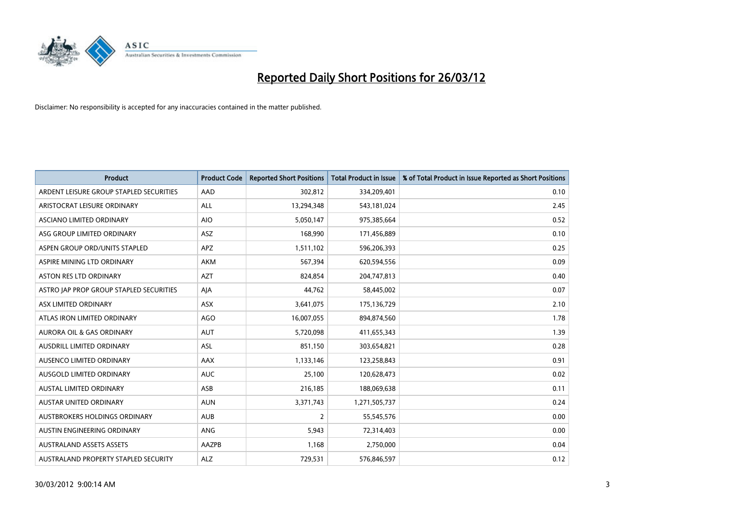# Reported Daily Short Positions for 26/03/12

Disclaimer: No responsibility is accepted for any inaccuracies contained in the matter published.

| Product | Product Code | Reported Short Positions | Total Product in Issue | % of Total Product in Issue Reported as Short Positions |
|---|---|---|---|---|
| ARDENT LEISURE GROUP STAPLED SECURITIES | AAD | 302,812 | 334,209,401 | 0.10 |
| ARISTOCRAT LEISURE ORDINARY | ALL | 13,294,348 | 543,181,024 | 2.45 |
| ASCIANO LIMITED ORDINARY | AIO | 5,050,147 | 975,385,664 | 0.52 |
| ASG GROUP LIMITED ORDINARY | ASZ | 168,990 | 171,456,889 | 0.10 |
| ASPEN GROUP ORD/UNITS STAPLED | APZ | 1,511,102 | 596,206,393 | 0.25 |
| ASPIRE MINING LTD ORDINARY | AKM | 567,394 | 620,594,556 | 0.09 |
| ASTON RES LTD ORDINARY | AZT | 824,854 | 204,747,813 | 0.40 |
| ASTRO JAP PROP GROUP STAPLED SECURITIES | AJA | 44,762 | 58,445,002 | 0.07 |
| ASX LIMITED ORDINARY | ASX | 3,641,075 | 175,136,729 | 2.10 |
| ATLAS IRON LIMITED ORDINARY | AGO | 16,007,055 | 894,874,560 | 1.78 |
| AURORA OIL & GAS ORDINARY | AUT | 5,720,098 | 411,655,343 | 1.39 |
| AUSDRILL LIMITED ORDINARY | ASL | 851,150 | 303,654,821 | 0.28 |
| AUSENCO LIMITED ORDINARY | AAX | 1,133,146 | 123,258,843 | 0.91 |
| AUSGOLD LIMITED ORDINARY | AUC | 25,100 | 120,628,473 | 0.02 |
| AUSTAL LIMITED ORDINARY | ASB | 216,185 | 188,069,638 | 0.11 |
| AUSTAR UNITED ORDINARY | AUN | 3,371,743 | 1,271,505,737 | 0.24 |
| AUSTBROKERS HOLDINGS ORDINARY | AUB | 2 | 55,545,576 | 0.00 |
| AUSTIN ENGINEERING ORDINARY | ANG | 5,943 | 72,314,403 | 0.00 |
| AUSTRALAND ASSETS ASSETS | AAZPB | 1,168 | 2,750,000 | 0.04 |
| AUSTRALAND PROPERTY STAPLED SECURITY | ALZ | 729,531 | 576,846,597 | 0.12 |

30/03/2012 9:00:14 AM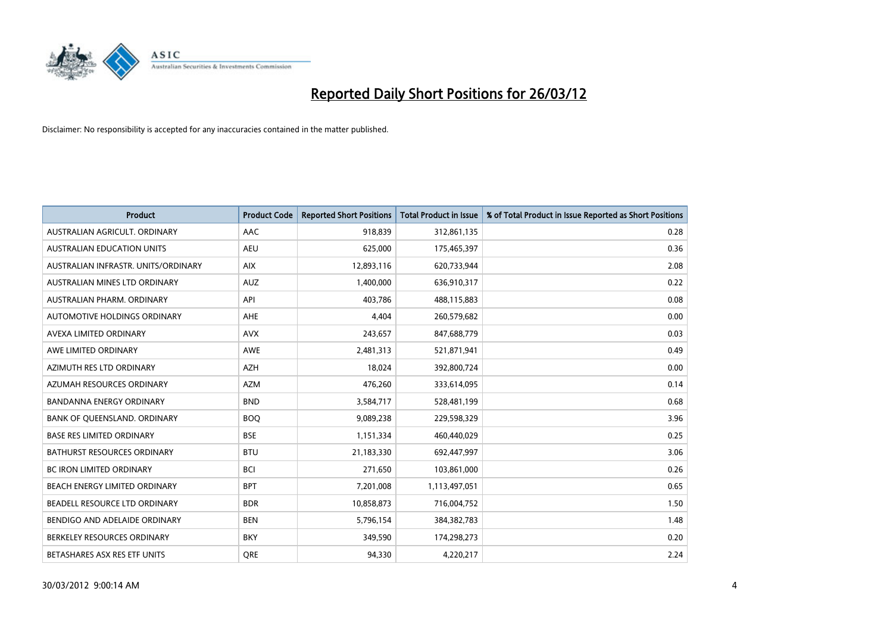# Reported Daily Short Positions for 26/03/12

Disclaimer: No responsibility is accepted for any inaccuracies contained in the matter published.

| Product | Product Code | Reported Short Positions | Total Product in Issue | % of Total Product in Issue Reported as Short Positions |
|---|---|---|---|---|
| AUSTRALIAN AGRICULT. ORDINARY | AAC | 918,839 | 312,861,135 | 0.28 |
| AUSTRALIAN EDUCATION UNITS | AEU | 625,000 | 175,465,397 | 0.36 |
| AUSTRALIAN INFRASTR. UNITS/ORDINARY | AIX | 12,893,116 | 620,733,944 | 2.08 |
| AUSTRALIAN MINES LTD ORDINARY | AUZ | 1,400,000 | 636,910,317 | 0.22 |
| AUSTRALIAN PHARM. ORDINARY | API | 403,786 | 488,115,883 | 0.08 |
| AUTOMOTIVE HOLDINGS ORDINARY | AHE | 4,404 | 260,579,682 | 0.00 |
| AVEXA LIMITED ORDINARY | AVX | 243,657 | 847,688,779 | 0.03 |
| AWE LIMITED ORDINARY | AWE | 2,481,313 | 521,871,941 | 0.49 |
| AZIMUTH RES LTD ORDINARY | AZH | 18,024 | 392,800,724 | 0.00 |
| AZUMAH RESOURCES ORDINARY | AZM | 476,260 | 333,614,095 | 0.14 |
| BANDANNA ENERGY ORDINARY | BND | 3,584,717 | 528,481,199 | 0.68 |
| BANK OF QUEENSLAND. ORDINARY | BOQ | 9,089,238 | 229,598,329 | 3.96 |
| BASE RES LIMITED ORDINARY | BSE | 1,151,334 | 460,440,029 | 0.25 |
| BATHURST RESOURCES ORDINARY | BTU | 21,183,330 | 692,447,997 | 3.06 |
| BC IRON LIMITED ORDINARY | BCI | 271,650 | 103,861,000 | 0.26 |
| BEACH ENERGY LIMITED ORDINARY | BPT | 7,201,008 | 1,113,497,051 | 0.65 |
| BEADELL RESOURCE LTD ORDINARY | BDR | 10,858,873 | 716,004,752 | 1.50 |
| BENDIGO AND ADELAIDE ORDINARY | BEN | 5,796,154 | 384,382,783 | 1.48 |
| BERKELEY RESOURCES ORDINARY | BKY | 349,590 | 174,298,273 | 0.20 |
| BETASHARES ASX RES ETF UNITS | QRE | 94,330 | 4,220,217 | 2.24 |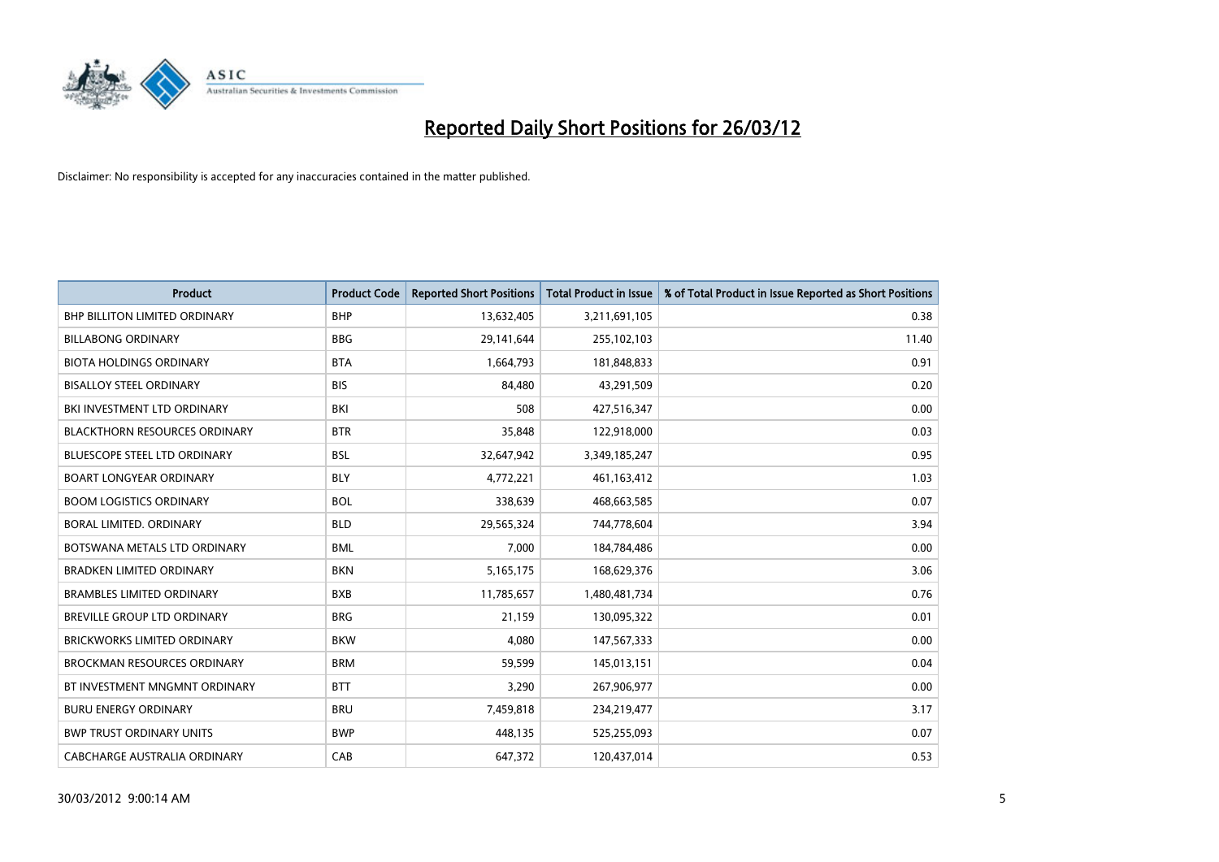# Reported Daily Short Positions for 26/03/12

Disclaimer: No responsibility is accepted for any inaccuracies contained in the matter published.

| Product | Product Code | Reported Short Positions | Total Product in Issue | % of Total Product in Issue Reported as Short Positions |
|---|---|---|---|---|
| BHP BILLITON LIMITED ORDINARY | BHP | 13,632,405 | 3,211,691,105 | 0.38 |
| BILLABONG ORDINARY | BBG | 29,141,644 | 255,102,103 | 11.40 |
| BIOTA HOLDINGS ORDINARY | BTA | 1,664,793 | 181,848,833 | 0.91 |
| BISALLOY STEEL ORDINARY | BIS | 84,480 | 43,291,509 | 0.20 |
| BKI INVESTMENT LTD ORDINARY | BKI | 508 | 427,516,347 | 0.00 |
| BLACKTHORN RESOURCES ORDINARY | BTR | 35,848 | 122,918,000 | 0.03 |
| BLUESCOPE STEEL LTD ORDINARY | BSL | 32,647,942 | 3,349,185,247 | 0.95 |
| BOART LONGYEAR ORDINARY | BLY | 4,772,221 | 461,163,412 | 1.03 |
| BOOM LOGISTICS ORDINARY | BOL | 338,639 | 468,663,585 | 0.07 |
| BORAL LIMITED. ORDINARY | BLD | 29,565,324 | 744,778,604 | 3.94 |
| BOTSWANA METALS LTD ORDINARY | BML | 7,000 | 184,784,486 | 0.00 |
| BRADKEN LIMITED ORDINARY | BKN | 5,165,175 | 168,629,376 | 3.06 |
| BRAMBLES LIMITED ORDINARY | BXB | 11,785,657 | 1,480,481,734 | 0.76 |
| BREVILLE GROUP LTD ORDINARY | BRG | 21,159 | 130,095,322 | 0.01 |
| BRICKWORKS LIMITED ORDINARY | BKW | 4,080 | 147,567,333 | 0.00 |
| BROCKMAN RESOURCES ORDINARY | BRM | 59,599 | 145,013,151 | 0.04 |
| BT INVESTMENT MNGMNT ORDINARY | BTT | 3,290 | 267,906,977 | 0.00 |
| BURU ENERGY ORDINARY | BRU | 7,459,818 | 234,219,477 | 3.17 |
| BWP TRUST ORDINARY UNITS | BWP | 448,135 | 525,255,093 | 0.07 |
| CABCHARGE AUSTRALIA ORDINARY | CAB | 647,372 | 120,437,014 | 0.53 |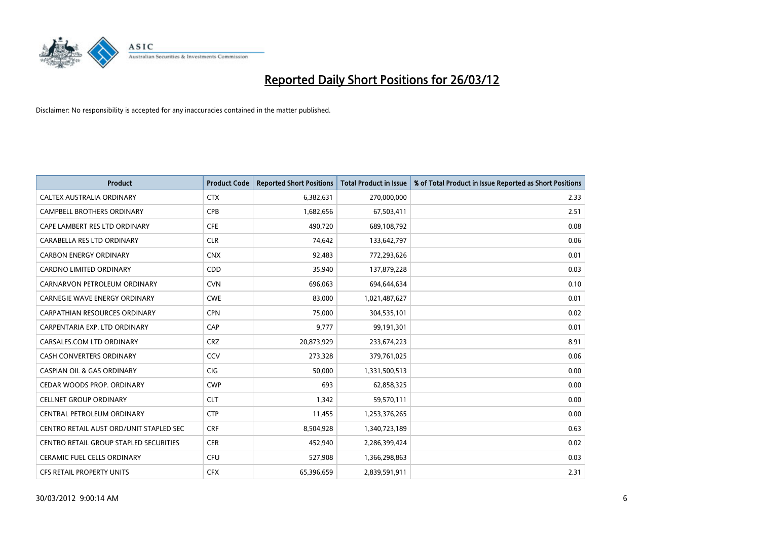# Reported Daily Short Positions for 26/03/12

Disclaimer: No responsibility is accepted for any inaccuracies contained in the matter published.

| Product | Product Code | Reported Short Positions | Total Product in Issue | % of Total Product in Issue Reported as Short Positions |
|---|---|---|---|---|
| CALTEX AUSTRALIA ORDINARY | CTX | 6,382,631 | 270,000,000 | 2.33 |
| CAMPBELL BROTHERS ORDINARY | CPB | 1,682,656 | 67,503,411 | 2.51 |
| CAPE LAMBERT RES LTD ORDINARY | CFE | 490,720 | 689,108,792 | 0.08 |
| CARABELLA RES LTD ORDINARY | CLR | 74,642 | 133,642,797 | 0.06 |
| CARBON ENERGY ORDINARY | CNX | 92,483 | 772,293,626 | 0.01 |
| CARDNO LIMITED ORDINARY | CDD | 35,940 | 137,879,228 | 0.03 |
| CARNARVON PETROLEUM ORDINARY | CVN | 696,063 | 694,644,634 | 0.10 |
| CARNEGIE WAVE ENERGY ORDINARY | CWE | 83,000 | 1,021,487,627 | 0.01 |
| CARPATHIAN RESOURCES ORDINARY | CPN | 75,000 | 304,535,101 | 0.02 |
| CARPENTARIA EXP. LTD ORDINARY | CAP | 9,777 | 99,191,301 | 0.01 |
| CARSALES.COM LTD ORDINARY | CRZ | 20,873,929 | 233,674,223 | 8.91 |
| CASH CONVERTERS ORDINARY | CCV | 273,328 | 379,761,025 | 0.06 |
| CASPIAN OIL & GAS ORDINARY | CIG | 50,000 | 1,331,500,513 | 0.00 |
| CEDAR WOODS PROP. ORDINARY | CWP | 693 | 62,858,325 | 0.00 |
| CELLNET GROUP ORDINARY | CLT | 1,342 | 59,570,111 | 0.00 |
| CENTRAL PETROLEUM ORDINARY | CTP | 11,455 | 1,253,376,265 | 0.00 |
| CENTRO RETAIL AUST ORD/UNIT STAPLED SEC | CRF | 8,504,928 | 1,340,723,189 | 0.63 |
| CENTRO RETAIL GROUP STAPLED SECURITIES | CER | 452,940 | 2,286,399,424 | 0.02 |
| CERAMIC FUEL CELLS ORDINARY | CFU | 527,908 | 1,366,298,863 | 0.03 |
| CFS RETAIL PROPERTY UNITS | CFX | 65,396,659 | 2,839,591,911 | 2.31 |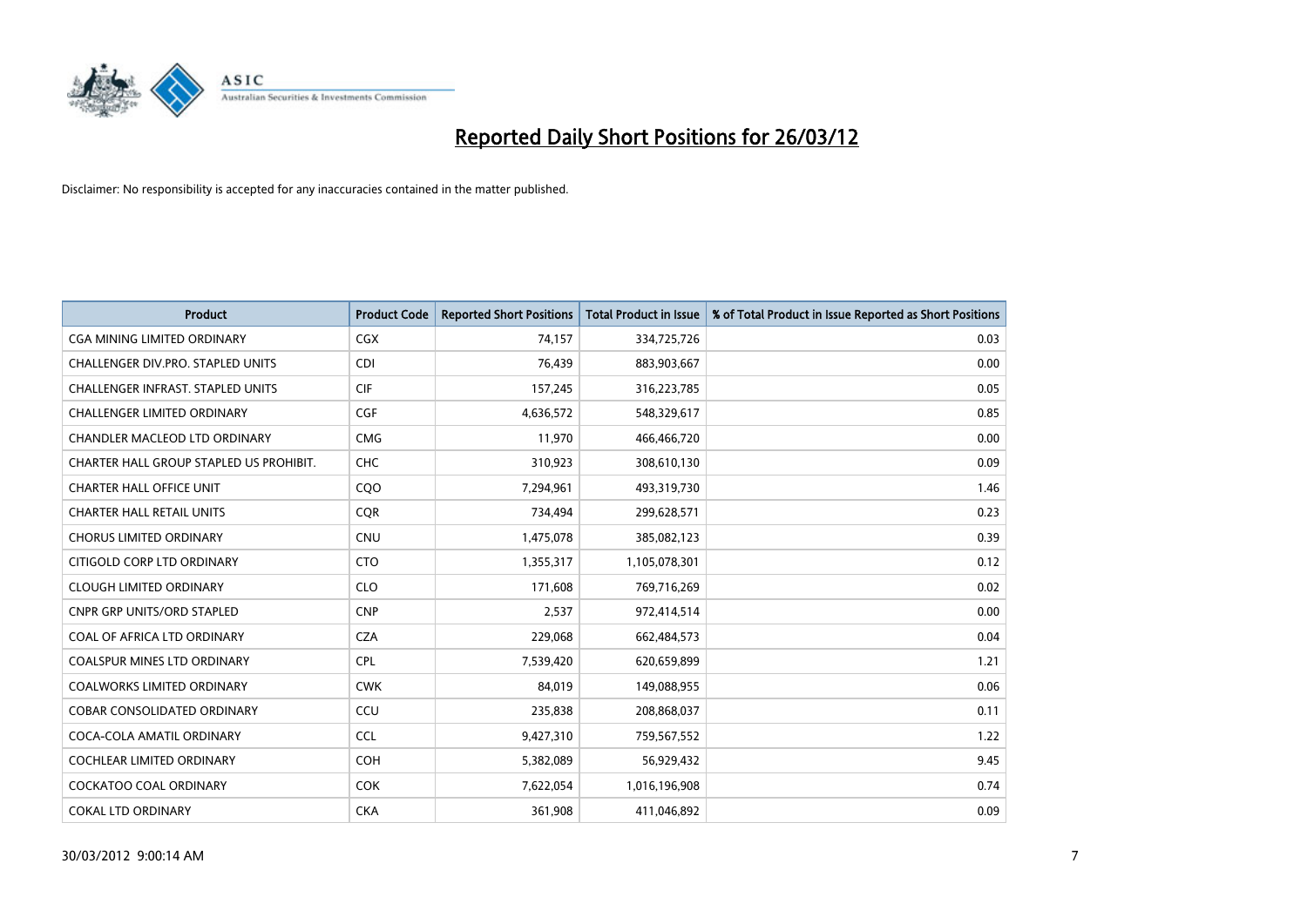# Reported Daily Short Positions for 26/03/12

Disclaimer: No responsibility is accepted for any inaccuracies contained in the matter published.

| Product | Product Code | Reported Short Positions | Total Product in Issue | % of Total Product in Issue Reported as Short Positions |
|---|---|---|---|---|
| CGA MINING LIMITED ORDINARY | CGX | 74,157 | 334,725,726 | 0.03 |
| CHALLENGER DIV.PRO. STAPLED UNITS | CDI | 76,439 | 883,903,667 | 0.00 |
| CHALLENGER INFRAST. STAPLED UNITS | CIF | 157,245 | 316,223,785 | 0.05 |
| CHALLENGER LIMITED ORDINARY | CGF | 4,636,572 | 548,329,617 | 0.85 |
| CHANDLER MACLEOD LTD ORDINARY | CMG | 11,970 | 466,466,720 | 0.00 |
| CHARTER HALL GROUP STAPLED US PROHIBIT. | CHC | 310,923 | 308,610,130 | 0.09 |
| CHARTER HALL OFFICE UNIT | CQO | 7,294,961 | 493,319,730 | 1.46 |
| CHARTER HALL RETAIL UNITS | CQR | 734,494 | 299,628,571 | 0.23 |
| CHORUS LIMITED ORDINARY | CNU | 1,475,078 | 385,082,123 | 0.39 |
| CITIGOLD CORP LTD ORDINARY | CTO | 1,355,317 | 1,105,078,301 | 0.12 |
| CLOUGH LIMITED ORDINARY | CLO | 171,608 | 769,716,269 | 0.02 |
| CNPR GRP UNITS/ORD STAPLED | CNP | 2,537 | 972,414,514 | 0.00 |
| COAL OF AFRICA LTD ORDINARY | CZA | 229,068 | 662,484,573 | 0.04 |
| COALSPUR MINES LTD ORDINARY | CPL | 7,539,420 | 620,659,899 | 1.21 |
| COALWORKS LIMITED ORDINARY | CWK | 84,019 | 149,088,955 | 0.06 |
| COBAR CONSOLIDATED ORDINARY | CCU | 235,838 | 208,868,037 | 0.11 |
| COCA-COLA AMATIL ORDINARY | CCL | 9,427,310 | 759,567,552 | 1.22 |
| COCHLEAR LIMITED ORDINARY | COH | 5,382,089 | 56,929,432 | 9.45 |
| COCKATOO COAL ORDINARY | COK | 7,622,054 | 1,016,196,908 | 0.74 |
| COKAL LTD ORDINARY | CKA | 361,908 | 411,046,892 | 0.09 |

30/03/2012 9:00:14 AM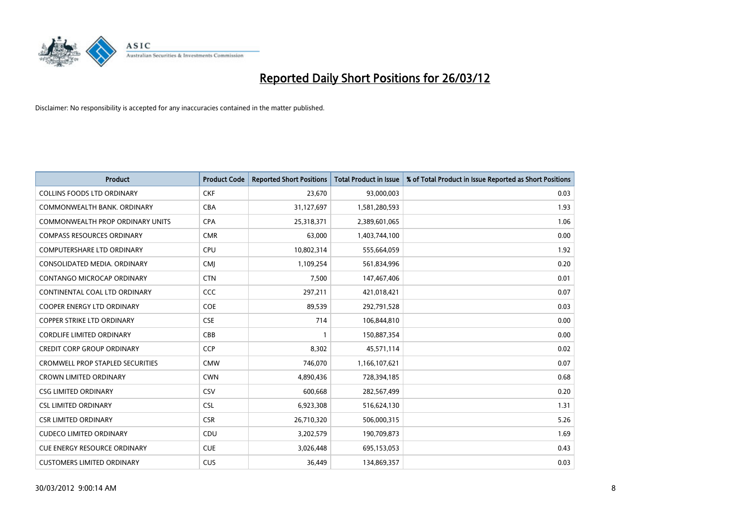# Reported Daily Short Positions for 26/03/12

Disclaimer: No responsibility is accepted for any inaccuracies contained in the matter published.

| Product | Product Code | Reported Short Positions | Total Product in Issue | % of Total Product in Issue Reported as Short Positions |
|---|---|---|---|---|
| COLLINS FOODS LTD ORDINARY | CKF | 23,670 | 93,000,003 | 0.03 |
| COMMONWEALTH BANK. ORDINARY | CBA | 31,127,697 | 1,581,280,593 | 1.93 |
| COMMONWEALTH PROP ORDINARY UNITS | CPA | 25,318,371 | 2,389,601,065 | 1.06 |
| COMPASS RESOURCES ORDINARY | CMR | 63,000 | 1,403,744,100 | 0.00 |
| COMPUTERSHARE LTD ORDINARY | CPU | 10,802,314 | 555,664,059 | 1.92 |
| CONSOLIDATED MEDIA. ORDINARY | CMJ | 1,109,254 | 561,834,996 | 0.20 |
| CONTANGO MICROCAP ORDINARY | CTN | 7,500 | 147,467,406 | 0.01 |
| CONTINENTAL COAL LTD ORDINARY | CCC | 297,211 | 421,018,421 | 0.07 |
| COOPER ENERGY LTD ORDINARY | COE | 89,539 | 292,791,528 | 0.03 |
| COPPER STRIKE LTD ORDINARY | CSE | 714 | 106,844,810 | 0.00 |
| CORDLIFE LIMITED ORDINARY | CBB | 1 | 150,887,354 | 0.00 |
| CREDIT CORP GROUP ORDINARY | CCP | 8,302 | 45,571,114 | 0.02 |
| CROMWELL PROP STAPLED SECURITIES | CMW | 746,070 | 1,166,107,621 | 0.07 |
| CROWN LIMITED ORDINARY | CWN | 4,890,436 | 728,394,185 | 0.68 |
| CSG LIMITED ORDINARY | CSV | 600,668 | 282,567,499 | 0.20 |
| CSL LIMITED ORDINARY | CSL | 6,923,308 | 516,624,130 | 1.31 |
| CSR LIMITED ORDINARY | CSR | 26,710,320 | 506,000,315 | 5.26 |
| CUDECO LIMITED ORDINARY | CDU | 3,202,579 | 190,709,873 | 1.69 |
| CUE ENERGY RESOURCE ORDINARY | CUE | 3,026,448 | 695,153,053 | 0.43 |
| CUSTOMERS LIMITED ORDINARY | CUS | 36,449 | 134,869,357 | 0.03 |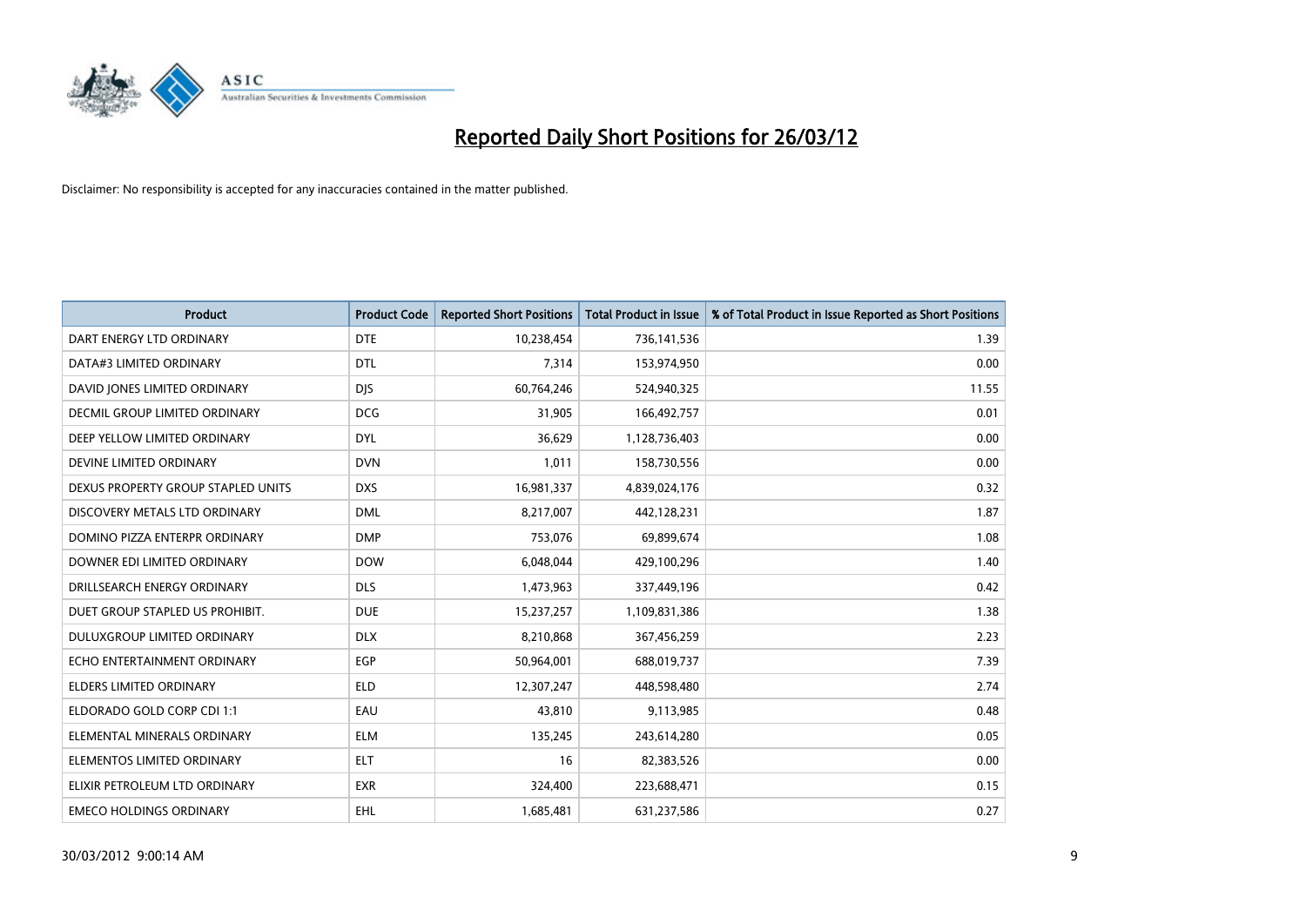# Reported Daily Short Positions for 26/03/12

Disclaimer: No responsibility is accepted for any inaccuracies contained in the matter published.

| Product | Product Code | Reported Short Positions | Total Product in Issue | % of Total Product in Issue Reported as Short Positions |
|---|---|---|---|---|
| DART ENERGY LTD ORDINARY | DTE | 10,238,454 | 736,141,536 | 1.39 |
| DATA#3 LIMITED ORDINARY | DTL | 7,314 | 153,974,950 | 0.00 |
| DAVID JONES LIMITED ORDINARY | DJS | 60,764,246 | 524,940,325 | 11.55 |
| DECMIL GROUP LIMITED ORDINARY | DCG | 31,905 | 166,492,757 | 0.01 |
| DEEP YELLOW LIMITED ORDINARY | DYL | 36,629 | 1,128,736,403 | 0.00 |
| DEVINE LIMITED ORDINARY | DVN | 1,011 | 158,730,556 | 0.00 |
| DEXUS PROPERTY GROUP STAPLED UNITS | DXS | 16,981,337 | 4,839,024,176 | 0.32 |
| DISCOVERY METALS LTD ORDINARY | DML | 8,217,007 | 442,128,231 | 1.87 |
| DOMINO PIZZA ENTERPR ORDINARY | DMP | 753,076 | 69,899,674 | 1.08 |
| DOWNER EDI LIMITED ORDINARY | DOW | 6,048,044 | 429,100,296 | 1.40 |
| DRILLSEARCH ENERGY ORDINARY | DLS | 1,473,963 | 337,449,196 | 0.42 |
| DUET GROUP STAPLED US PROHIBIT. | DUE | 15,237,257 | 1,109,831,386 | 1.38 |
| DULUXGROUP LIMITED ORDINARY | DLX | 8,210,868 | 367,456,259 | 2.23 |
| ECHO ENTERTAINMENT ORDINARY | EGP | 50,964,001 | 688,019,737 | 7.39 |
| ELDERS LIMITED ORDINARY | ELD | 12,307,247 | 448,598,480 | 2.74 |
| ELDORADO GOLD CORP CDI 1:1 | EAU | 43,810 | 9,113,985 | 0.48 |
| ELEMENTAL MINERALS ORDINARY | ELM | 135,245 | 243,614,280 | 0.05 |
| ELEMENTOS LIMITED ORDINARY | ELT | 16 | 82,383,526 | 0.00 |
| ELIXIR PETROLEUM LTD ORDINARY | EXR | 324,400 | 223,688,471 | 0.15 |
| EMECO HOLDINGS ORDINARY | EHL | 1,685,481 | 631,237,586 | 0.27 |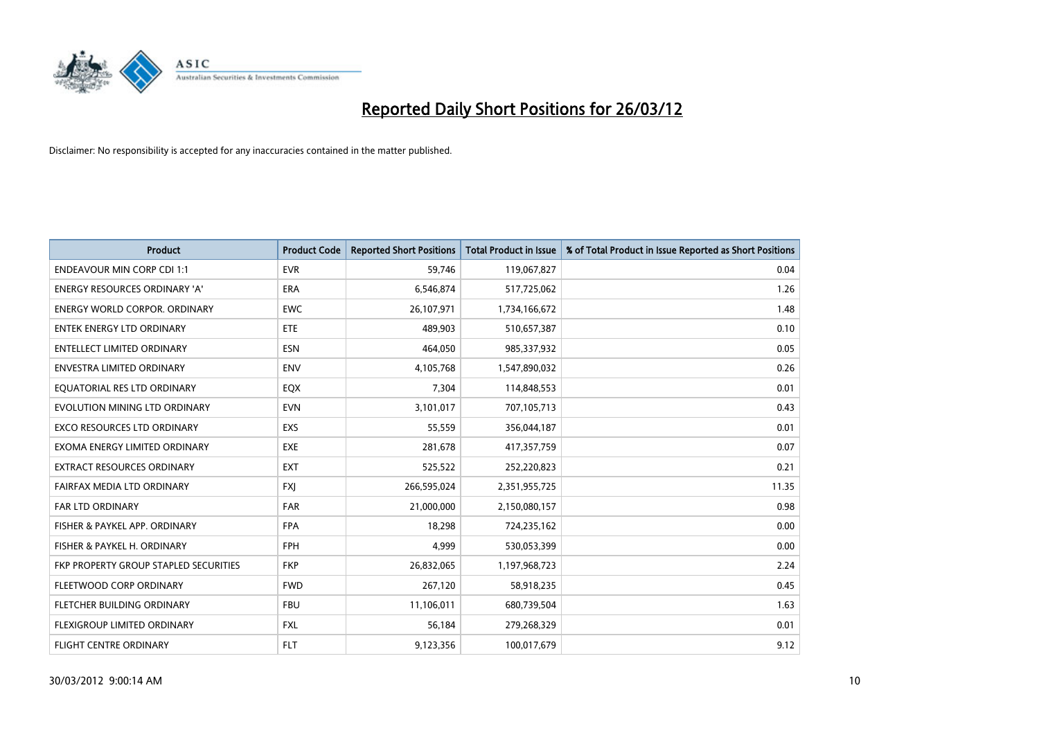# Reported Daily Short Positions for 26/03/12

Disclaimer: No responsibility is accepted for any inaccuracies contained in the matter published.

| Product | Product Code | Reported Short Positions | Total Product in Issue | % of Total Product in Issue Reported as Short Positions |
|---|---|---|---|---|
| ENDEAVOUR MIN CORP CDI 1:1 | EVR | 59,746 | 119,067,827 | 0.04 |
| ENERGY RESOURCES ORDINARY 'A' | ERA | 6,546,874 | 517,725,062 | 1.26 |
| ENERGY WORLD CORPOR. ORDINARY | EWC | 26,107,971 | 1,734,166,672 | 1.48 |
| ENTEK ENERGY LTD ORDINARY | ETE | 489,903 | 510,657,387 | 0.10 |
| ENTELLECT LIMITED ORDINARY | ESN | 464,050 | 985,337,932 | 0.05 |
| ENVESTRA LIMITED ORDINARY | ENV | 4,105,768 | 1,547,890,032 | 0.26 |
| EQUATORIAL RES LTD ORDINARY | EQX | 7,304 | 114,848,553 | 0.01 |
| EVOLUTION MINING LTD ORDINARY | EVN | 3,101,017 | 707,105,713 | 0.43 |
| EXCO RESOURCES LTD ORDINARY | EXS | 55,559 | 356,044,187 | 0.01 |
| EXOMA ENERGY LIMITED ORDINARY | EXE | 281,678 | 417,357,759 | 0.07 |
| EXTRACT RESOURCES ORDINARY | EXT | 525,522 | 252,220,823 | 0.21 |
| FAIRFAX MEDIA LTD ORDINARY | FXJ | 266,595,024 | 2,351,955,725 | 11.35 |
| FAR LTD ORDINARY | FAR | 21,000,000 | 2,150,080,157 | 0.98 |
| FISHER & PAYKEL APP. ORDINARY | FPA | 18,298 | 724,235,162 | 0.00 |
| FISHER & PAYKEL H. ORDINARY | FPH | 4,999 | 530,053,399 | 0.00 |
| FKP PROPERTY GROUP STAPLED SECURITIES | FKP | 26,832,065 | 1,197,968,723 | 2.24 |
| FLEETWOOD CORP ORDINARY | FWD | 267,120 | 58,918,235 | 0.45 |
| FLETCHER BUILDING ORDINARY | FBU | 11,106,011 | 680,739,504 | 1.63 |
| FLEXIGROUP LIMITED ORDINARY | FXL | 56,184 | 279,268,329 | 0.01 |
| FLIGHT CENTRE ORDINARY | FLT | 9,123,356 | 100,017,679 | 9.12 |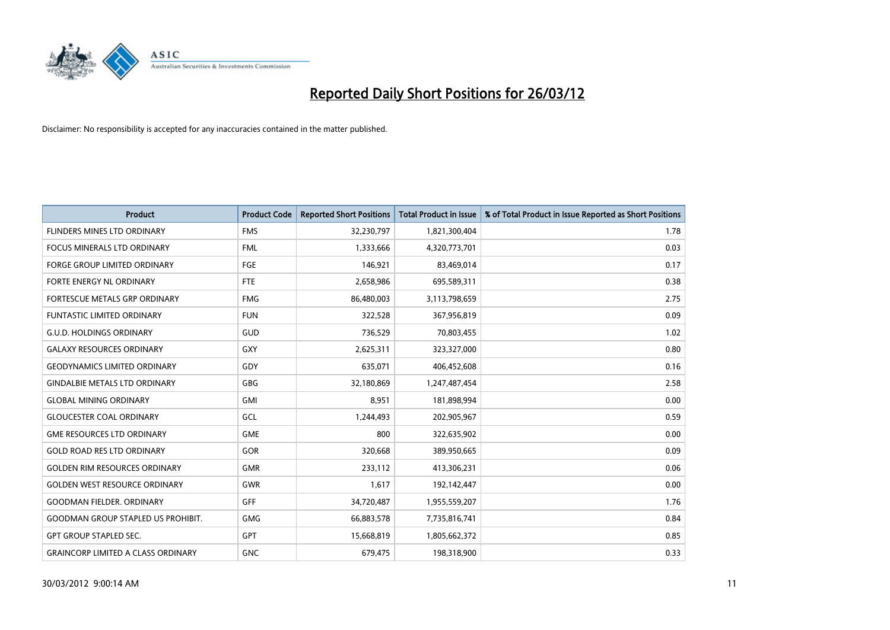# Reported Daily Short Positions for 26/03/12

Disclaimer: No responsibility is accepted for any inaccuracies contained in the matter published.

| Product | Product Code | Reported Short Positions | Total Product in Issue | % of Total Product in Issue Reported as Short Positions |
|---|---|---|---|---|
| FLINDERS MINES LTD ORDINARY | FMS | 32,230,797 | 1,821,300,404 | 1.78 |
| FOCUS MINERALS LTD ORDINARY | FML | 1,333,666 | 4,320,773,701 | 0.03 |
| FORGE GROUP LIMITED ORDINARY | FGE | 146,921 | 83,469,014 | 0.17 |
| FORTE ENERGY NL ORDINARY | FTE | 2,658,986 | 695,589,311 | 0.38 |
| FORTESCUE METALS GRP ORDINARY | FMG | 86,480,003 | 3,113,798,659 | 2.75 |
| FUNTASTIC LIMITED ORDINARY | FUN | 322,528 | 367,956,819 | 0.09 |
| G.U.D. HOLDINGS ORDINARY | GUD | 736,529 | 70,803,455 | 1.02 |
| GALAXY RESOURCES ORDINARY | GXY | 2,625,311 | 323,327,000 | 0.80 |
| GEODYNAMICS LIMITED ORDINARY | GDY | 635,071 | 406,452,608 | 0.16 |
| GINDALBIE METALS LTD ORDINARY | GBG | 32,180,869 | 1,247,487,454 | 2.58 |
| GLOBAL MINING ORDINARY | GMI | 8,951 | 181,898,994 | 0.00 |
| GLOUCESTER COAL ORDINARY | GCL | 1,244,493 | 202,905,967 | 0.59 |
| GME RESOURCES LTD ORDINARY | GME | 800 | 322,635,902 | 0.00 |
| GOLD ROAD RES LTD ORDINARY | GOR | 320,668 | 389,950,665 | 0.09 |
| GOLDEN RIM RESOURCES ORDINARY | GMR | 233,112 | 413,306,231 | 0.06 |
| GOLDEN WEST RESOURCE ORDINARY | GWR | 1,617 | 192,142,447 | 0.00 |
| GOODMAN FIELDER. ORDINARY | GFF | 34,720,487 | 1,955,559,207 | 1.76 |
| GOODMAN GROUP STAPLED US PROHIBIT. | GMG | 66,883,578 | 7,735,816,741 | 0.84 |
| GPT GROUP STAPLED SEC. | GPT | 15,668,819 | 1,805,662,372 | 0.85 |
| GRAINCORP LIMITED A CLASS ORDINARY | GNC | 679,475 | 198,318,900 | 0.33 |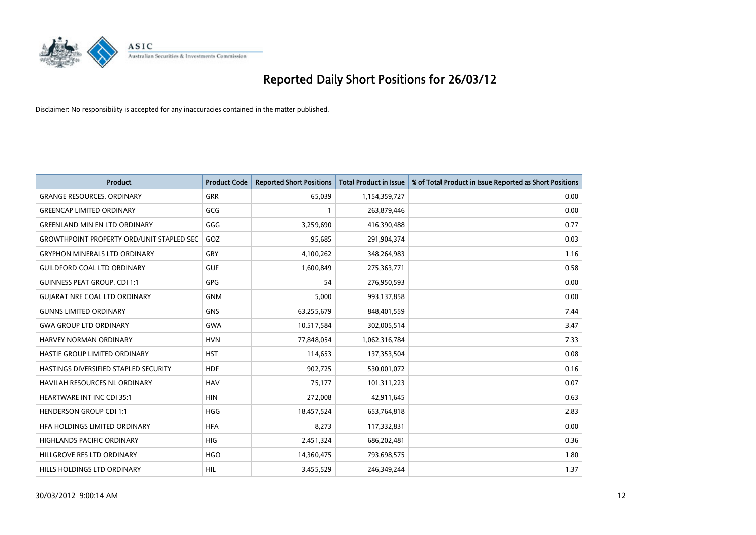# Reported Daily Short Positions for 26/03/12

Disclaimer: No responsibility is accepted for any inaccuracies contained in the matter published.

| Product | Product Code | Reported Short Positions | Total Product in Issue | % of Total Product in Issue Reported as Short Positions |
|---|---|---|---|---|
| GRANGE RESOURCES. ORDINARY | GRR | 65,039 | 1,154,359,727 | 0.00 |
| GREENCAP LIMITED ORDINARY | GCG | 1 | 263,879,446 | 0.00 |
| GREENLAND MIN EN LTD ORDINARY | GGG | 3,259,690 | 416,390,488 | 0.77 |
| GROWTHPOINT PROPERTY ORD/UNIT STAPLED SEC | GOZ | 95,685 | 291,904,374 | 0.03 |
| GRYPHON MINERALS LTD ORDINARY | GRY | 4,100,262 | 348,264,983 | 1.16 |
| GUILDFORD COAL LTD ORDINARY | GUF | 1,600,849 | 275,363,771 | 0.58 |
| GUINNESS PEAT GROUP. CDI 1:1 | GPG | 54 | 276,950,593 | 0.00 |
| GUJARAT NRE COAL LTD ORDINARY | GNM | 5,000 | 993,137,858 | 0.00 |
| GUNNS LIMITED ORDINARY | GNS | 63,255,679 | 848,401,559 | 7.44 |
| GWA GROUP LTD ORDINARY | GWA | 10,517,584 | 302,005,514 | 3.47 |
| HARVEY NORMAN ORDINARY | HVN | 77,848,054 | 1,062,316,784 | 7.33 |
| HASTIE GROUP LIMITED ORDINARY | HST | 114,653 | 137,353,504 | 0.08 |
| HASTINGS DIVERSIFIED STAPLED SECURITY | HDF | 902,725 | 530,001,072 | 0.16 |
| HAVILAH RESOURCES NL ORDINARY | HAV | 75,177 | 101,311,223 | 0.07 |
| HEARTWARE INT INC CDI 35:1 | HIN | 272,008 | 42,911,645 | 0.63 |
| HENDERSON GROUP CDI 1:1 | HGG | 18,457,524 | 653,764,818 | 2.83 |
| HFA HOLDINGS LIMITED ORDINARY | HFA | 8,273 | 117,332,831 | 0.00 |
| HIGHLANDS PACIFIC ORDINARY | HIG | 2,451,324 | 686,202,481 | 0.36 |
| HILLGROVE RES LTD ORDINARY | HGO | 14,360,475 | 793,698,575 | 1.80 |
| HILLS HOLDINGS LTD ORDINARY | HIL | 3,455,529 | 246,349,244 | 1.37 |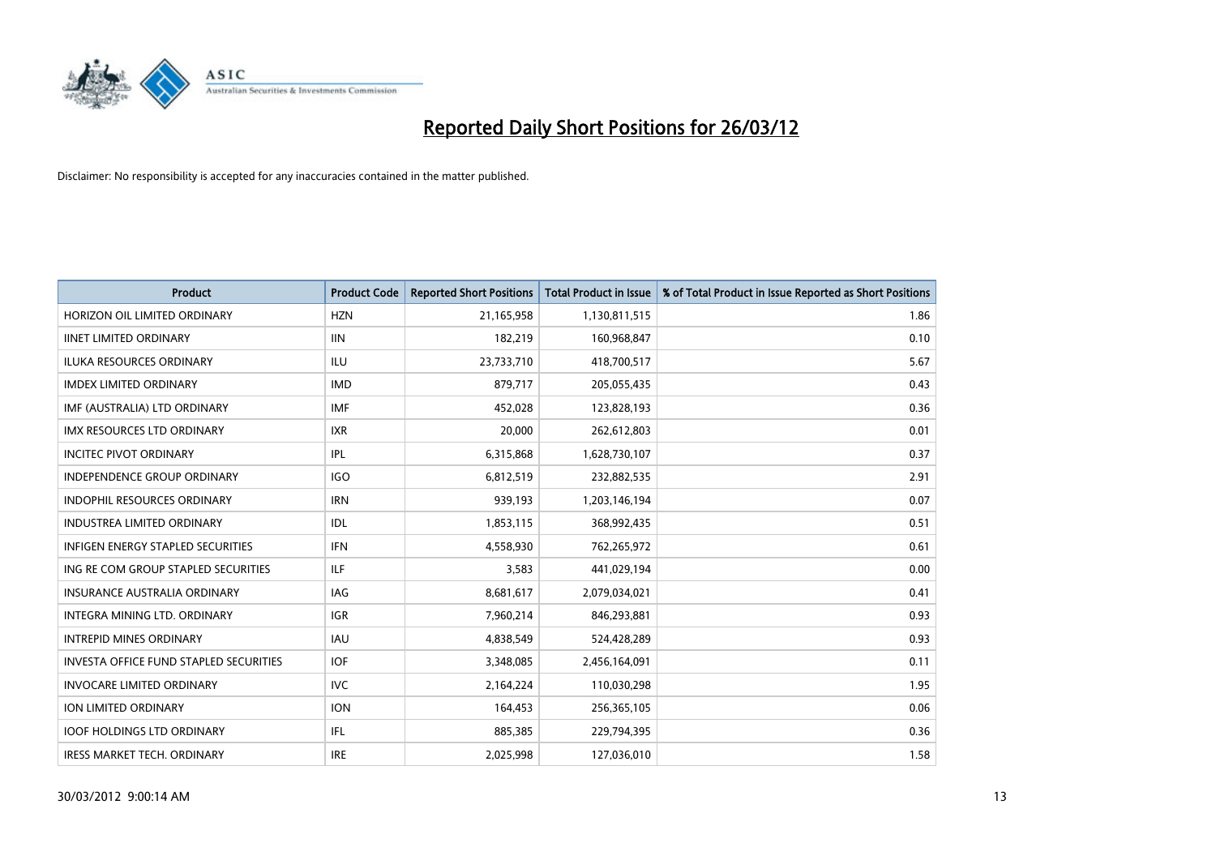# Reported Daily Short Positions for 26/03/12

Disclaimer: No responsibility is accepted for any inaccuracies contained in the matter published.

| Product | Product Code | Reported Short Positions | Total Product in Issue | % of Total Product in Issue Reported as Short Positions |
|---|---|---|---|---|
| HORIZON OIL LIMITED ORDINARY | HZN | 21,165,958 | 1,130,811,515 | 1.86 |
| IINET LIMITED ORDINARY | IIN | 182,219 | 160,968,847 | 0.10 |
| ILUKA RESOURCES ORDINARY | ILU | 23,733,710 | 418,700,517 | 5.67 |
| IMDEX LIMITED ORDINARY | IMD | 879,717 | 205,055,435 | 0.43 |
| IMF (AUSTRALIA) LTD ORDINARY | IMF | 452,028 | 123,828,193 | 0.36 |
| IMX RESOURCES LTD ORDINARY | IXR | 20,000 | 262,612,803 | 0.01 |
| INCITEC PIVOT ORDINARY | IPL | 6,315,868 | 1,628,730,107 | 0.37 |
| INDEPENDENCE GROUP ORDINARY | IGO | 6,812,519 | 232,882,535 | 2.91 |
| INDOPHIL RESOURCES ORDINARY | IRN | 939,193 | 1,203,146,194 | 0.07 |
| INDUSTREA LIMITED ORDINARY | IDL | 1,853,115 | 368,992,435 | 0.51 |
| INFIGEN ENERGY STAPLED SECURITIES | IFN | 4,558,930 | 762,265,972 | 0.61 |
| ING RE COM GROUP STAPLED SECURITIES | ILF | 3,583 | 441,029,194 | 0.00 |
| INSURANCE AUSTRALIA ORDINARY | IAG | 8,681,617 | 2,079,034,021 | 0.41 |
| INTEGRA MINING LTD. ORDINARY | IGR | 7,960,214 | 846,293,881 | 0.93 |
| INTREPID MINES ORDINARY | IAU | 4,838,549 | 524,428,289 | 0.93 |
| INVESTA OFFICE FUND STAPLED SECURITIES | IOF | 3,348,085 | 2,456,164,091 | 0.11 |
| INVOCARE LIMITED ORDINARY | IVC | 2,164,224 | 110,030,298 | 1.95 |
| ION LIMITED ORDINARY | ION | 164,453 | 256,365,105 | 0.06 |
| IOOF HOLDINGS LTD ORDINARY | IFL | 885,385 | 229,794,395 | 0.36 |
| IRESS MARKET TECH. ORDINARY | IRE | 2,025,998 | 127,036,010 | 1.58 |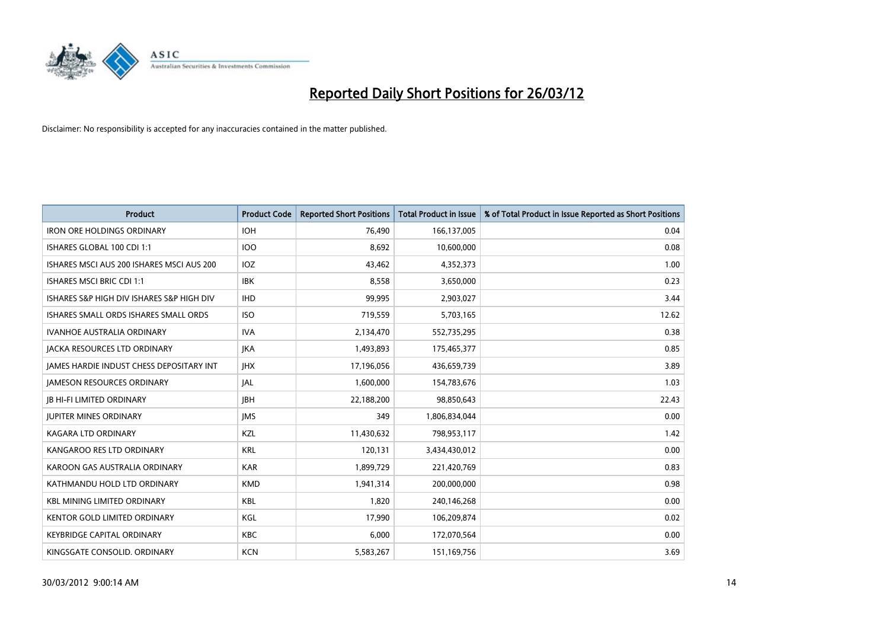# Reported Daily Short Positions for 26/03/12

Disclaimer: No responsibility is accepted for any inaccuracies contained in the matter published.

| Product | Product Code | Reported Short Positions | Total Product in Issue | % of Total Product in Issue Reported as Short Positions |
|---|---|---|---|---|
| IRON ORE HOLDINGS ORDINARY | IOH | 76,490 | 166,137,005 | 0.04 |
| ISHARES GLOBAL 100 CDI 1:1 | IOO | 8,692 | 10,600,000 | 0.08 |
| ISHARES MSCI AUS 200 ISHARES MSCI AUS 200 | IOZ | 43,462 | 4,352,373 | 1.00 |
| ISHARES MSCI BRIC CDI 1:1 | IBK | 8,558 | 3,650,000 | 0.23 |
| ISHARES S&P HIGH DIV ISHARES S&P HIGH DIV | IHD | 99,995 | 2,903,027 | 3.44 |
| ISHARES SMALL ORDS ISHARES SMALL ORDS | ISO | 719,559 | 5,703,165 | 12.62 |
| IVANHOE AUSTRALIA ORDINARY | IVA | 2,134,470 | 552,735,295 | 0.38 |
| JACKA RESOURCES LTD ORDINARY | JKA | 1,493,893 | 175,465,377 | 0.85 |
| JAMES HARDIE INDUST CHESS DEPOSITARY INT | JHX | 17,196,056 | 436,659,739 | 3.89 |
| JAMESON RESOURCES ORDINARY | JAL | 1,600,000 | 154,783,676 | 1.03 |
| JB HI-FI LIMITED ORDINARY | JBH | 22,188,200 | 98,850,643 | 22.43 |
| JUPITER MINES ORDINARY | JMS | 349 | 1,806,834,044 | 0.00 |
| KAGARA LTD ORDINARY | KZL | 11,430,632 | 798,953,117 | 1.42 |
| KANGAROO RES LTD ORDINARY | KRL | 120,131 | 3,434,430,012 | 0.00 |
| KAROON GAS AUSTRALIA ORDINARY | KAR | 1,899,729 | 221,420,769 | 0.83 |
| KATHMANDU HOLD LTD ORDINARY | KMD | 1,941,314 | 200,000,000 | 0.98 |
| KBL MINING LIMITED ORDINARY | KBL | 1,820 | 240,146,268 | 0.00 |
| KENTOR GOLD LIMITED ORDINARY | KGL | 17,990 | 106,209,874 | 0.02 |
| KEYBRIDGE CAPITAL ORDINARY | KBC | 6,000 | 172,070,564 | 0.00 |
| KINGSGATE CONSOLID. ORDINARY | KCN | 5,583,267 | 151,169,756 | 3.69 |

30/03/2012 9:00:14 AM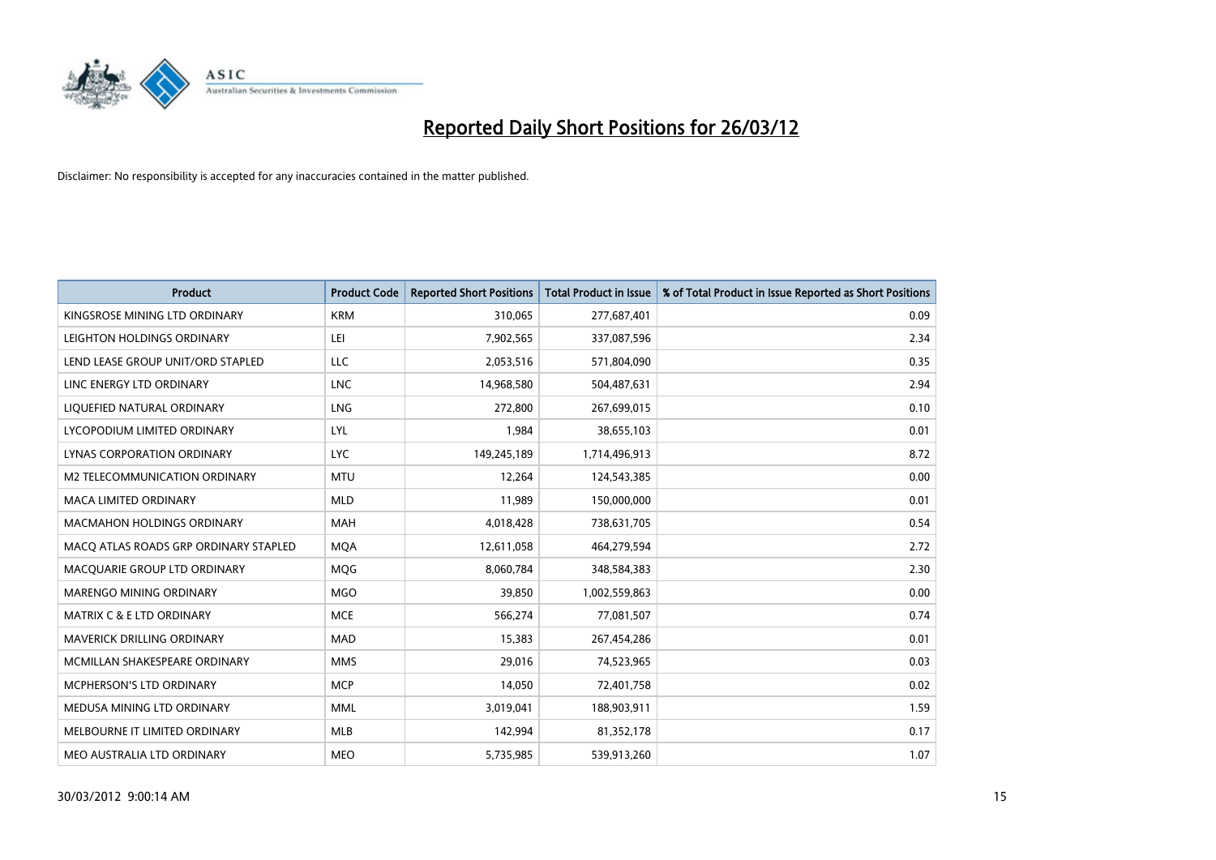# Reported Daily Short Positions for 26/03/12

Disclaimer: No responsibility is accepted for any inaccuracies contained in the matter published.

| Product | Product Code | Reported Short Positions | Total Product in Issue | % of Total Product in Issue Reported as Short Positions |
|---|---|---|---|---|
| KINGSROSE MINING LTD ORDINARY | KRM | 310,065 | 277,687,401 | 0.09 |
| LEIGHTON HOLDINGS ORDINARY | LEI | 7,902,565 | 337,087,596 | 2.34 |
| LEND LEASE GROUP UNIT/ORD STAPLED | LLC | 2,053,516 | 571,804,090 | 0.35 |
| LINC ENERGY LTD ORDINARY | LNC | 14,968,580 | 504,487,631 | 2.94 |
| LIQUEFIED NATURAL ORDINARY | LNG | 272,800 | 267,699,015 | 0.10 |
| LYCOPODIUM LIMITED ORDINARY | LYL | 1,984 | 38,655,103 | 0.01 |
| LYNAS CORPORATION ORDINARY | LYC | 149,245,189 | 1,714,496,913 | 8.72 |
| M2 TELECOMMUNICATION ORDINARY | MTU | 12,264 | 124,543,385 | 0.00 |
| MACA LIMITED ORDINARY | MLD | 11,989 | 150,000,000 | 0.01 |
| MACMAHON HOLDINGS ORDINARY | MAH | 4,018,428 | 738,631,705 | 0.54 |
| MACQ ATLAS ROADS GRP ORDINARY STAPLED | MQA | 12,611,058 | 464,279,594 | 2.72 |
| MACQUARIE GROUP LTD ORDINARY | MQG | 8,060,784 | 348,584,383 | 2.30 |
| MARENGO MINING ORDINARY | MGO | 39,850 | 1,002,559,863 | 0.00 |
| MATRIX C & E LTD ORDINARY | MCE | 566,274 | 77,081,507 | 0.74 |
| MAVERICK DRILLING ORDINARY | MAD | 15,383 | 267,454,286 | 0.01 |
| MCMILLAN SHAKESPEARE ORDINARY | MMS | 29,016 | 74,523,965 | 0.03 |
| MCPHERSON'S LTD ORDINARY | MCP | 14,050 | 72,401,758 | 0.02 |
| MEDUSA MINING LTD ORDINARY | MML | 3,019,041 | 188,903,911 | 1.59 |
| MELBOURNE IT LIMITED ORDINARY | MLB | 142,994 | 81,352,178 | 0.17 |
| MEO AUSTRALIA LTD ORDINARY | MEO | 5,735,985 | 539,913,260 | 1.07 |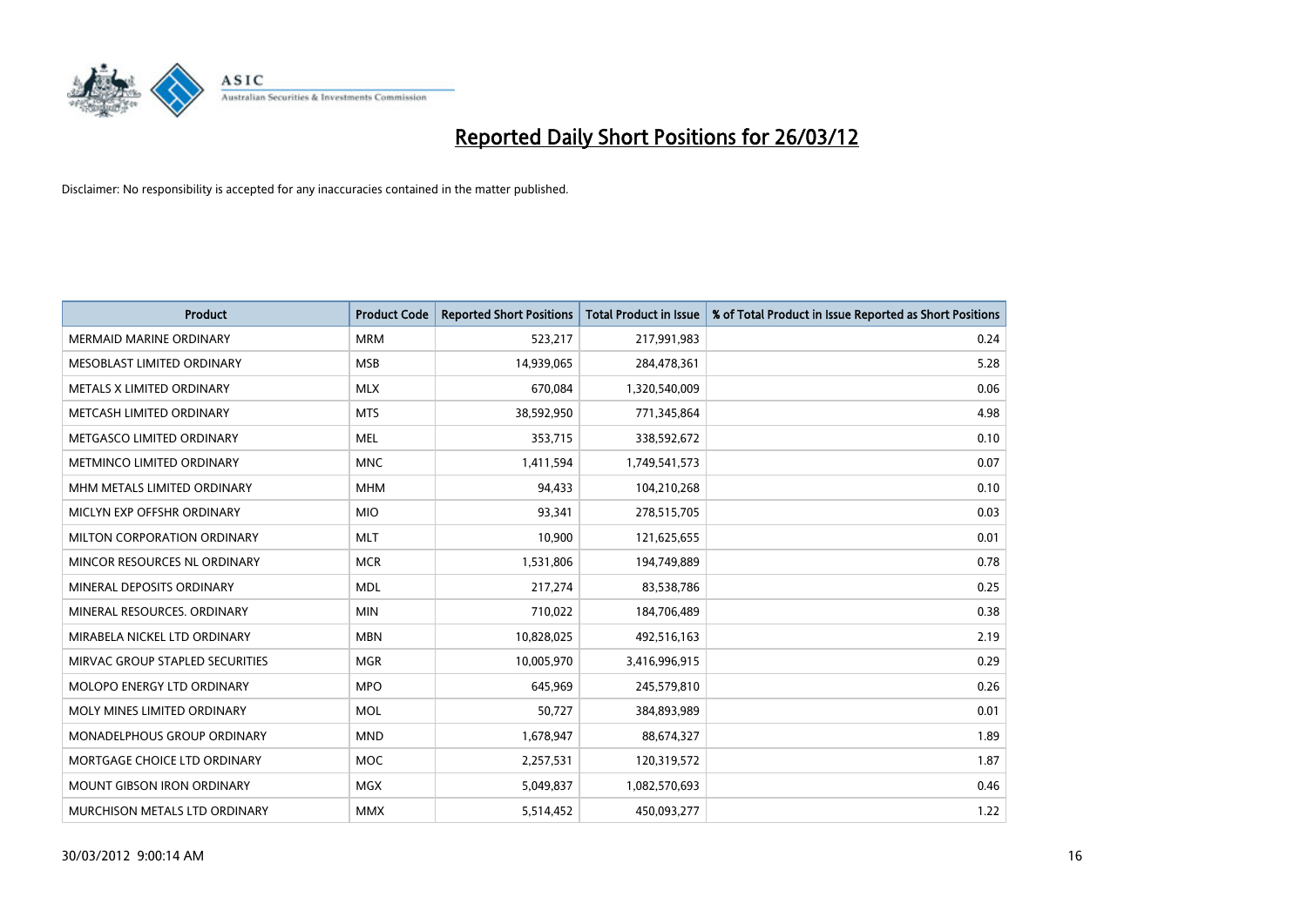# Reported Daily Short Positions for 26/03/12

Disclaimer: No responsibility is accepted for any inaccuracies contained in the matter published.

| Product | Product Code | Reported Short Positions | Total Product in Issue | % of Total Product in Issue Reported as Short Positions |
|---|---|---|---|---|
| MERMAID MARINE ORDINARY | MRM | 523,217 | 217,991,983 | 0.24 |
| MESOBLAST LIMITED ORDINARY | MSB | 14,939,065 | 284,478,361 | 5.28 |
| METALS X LIMITED ORDINARY | MLX | 670,084 | 1,320,540,009 | 0.06 |
| METCASH LIMITED ORDINARY | MTS | 38,592,950 | 771,345,864 | 4.98 |
| METGASCO LIMITED ORDINARY | MEL | 353,715 | 338,592,672 | 0.10 |
| METMINCO LIMITED ORDINARY | MNC | 1,411,594 | 1,749,541,573 | 0.07 |
| MHM METALS LIMITED ORDINARY | MHM | 94,433 | 104,210,268 | 0.10 |
| MICLYN EXP OFFSHR ORDINARY | MIO | 93,341 | 278,515,705 | 0.03 |
| MILTON CORPORATION ORDINARY | MLT | 10,900 | 121,625,655 | 0.01 |
| MINCOR RESOURCES NL ORDINARY | MCR | 1,531,806 | 194,749,889 | 0.78 |
| MINERAL DEPOSITS ORDINARY | MDL | 217,274 | 83,538,786 | 0.25 |
| MINERAL RESOURCES. ORDINARY | MIN | 710,022 | 184,706,489 | 0.38 |
| MIRABELA NICKEL LTD ORDINARY | MBN | 10,828,025 | 492,516,163 | 2.19 |
| MIRVAC GROUP STAPLED SECURITIES | MGR | 10,005,970 | 3,416,996,915 | 0.29 |
| MOLOPO ENERGY LTD ORDINARY | MPO | 645,969 | 245,579,810 | 0.26 |
| MOLY MINES LIMITED ORDINARY | MOL | 50,727 | 384,893,989 | 0.01 |
| MONADELPHOUS GROUP ORDINARY | MND | 1,678,947 | 88,674,327 | 1.89 |
| MORTGAGE CHOICE LTD ORDINARY | MOC | 2,257,531 | 120,319,572 | 1.87 |
| MOUNT GIBSON IRON ORDINARY | MGX | 5,049,837 | 1,082,570,693 | 0.46 |
| MURCHISON METALS LTD ORDINARY | MMX | 5,514,452 | 450,093,277 | 1.22 |

30/03/2012 9:00:14 AM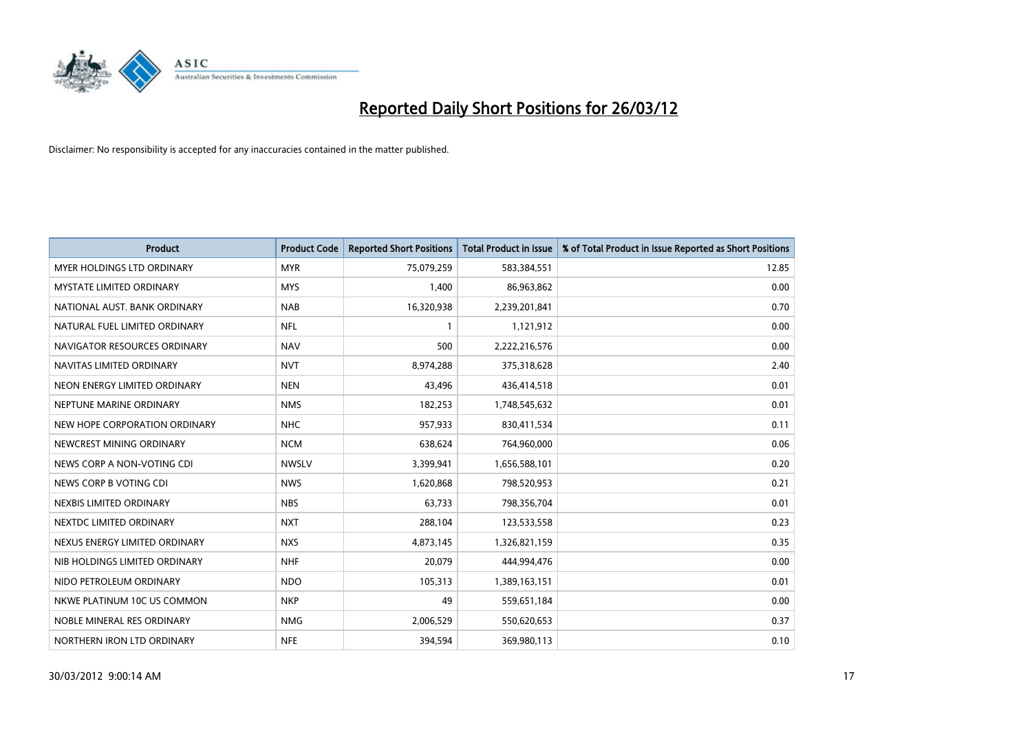# Reported Daily Short Positions for 26/03/12

Disclaimer: No responsibility is accepted for any inaccuracies contained in the matter published.

| Product | Product Code | Reported Short Positions | Total Product in Issue | % of Total Product in Issue Reported as Short Positions |
|---|---|---|---|---|
| MYER HOLDINGS LTD ORDINARY | MYR | 75,079,259 | 583,384,551 | 12.85 |
| MYSTATE LIMITED ORDINARY | MYS | 1,400 | 86,963,862 | 0.00 |
| NATIONAL AUST. BANK ORDINARY | NAB | 16,320,938 | 2,239,201,841 | 0.70 |
| NATURAL FUEL LIMITED ORDINARY | NFL | 1 | 1,121,912 | 0.00 |
| NAVIGATOR RESOURCES ORDINARY | NAV | 500 | 2,222,216,576 | 0.00 |
| NAVITAS LIMITED ORDINARY | NVT | 8,974,288 | 375,318,628 | 2.40 |
| NEON ENERGY LIMITED ORDINARY | NEN | 43,496 | 436,414,518 | 0.01 |
| NEPTUNE MARINE ORDINARY | NMS | 182,253 | 1,748,545,632 | 0.01 |
| NEW HOPE CORPORATION ORDINARY | NHC | 957,933 | 830,411,534 | 0.11 |
| NEWCREST MINING ORDINARY | NCM | 638,624 | 764,960,000 | 0.06 |
| NEWS CORP A NON-VOTING CDI | NWSLV | 3,399,941 | 1,656,588,101 | 0.20 |
| NEWS CORP B VOTING CDI | NWS | 1,620,868 | 798,520,953 | 0.21 |
| NEXBIS LIMITED ORDINARY | NBS | 63,733 | 798,356,704 | 0.01 |
| NEXTDC LIMITED ORDINARY | NXT | 288,104 | 123,533,558 | 0.23 |
| NEXUS ENERGY LIMITED ORDINARY | NXS | 4,873,145 | 1,326,821,159 | 0.35 |
| NIB HOLDINGS LIMITED ORDINARY | NHF | 20,079 | 444,994,476 | 0.00 |
| NIDO PETROLEUM ORDINARY | NDO | 105,313 | 1,389,163,151 | 0.01 |
| NKWE PLATINUM 10C US COMMON | NKP | 49 | 559,651,184 | 0.00 |
| NOBLE MINERAL RES ORDINARY | NMG | 2,006,529 | 550,620,653 | 0.37 |
| NORTHERN IRON LTD ORDINARY | NFE | 394,594 | 369,980,113 | 0.10 |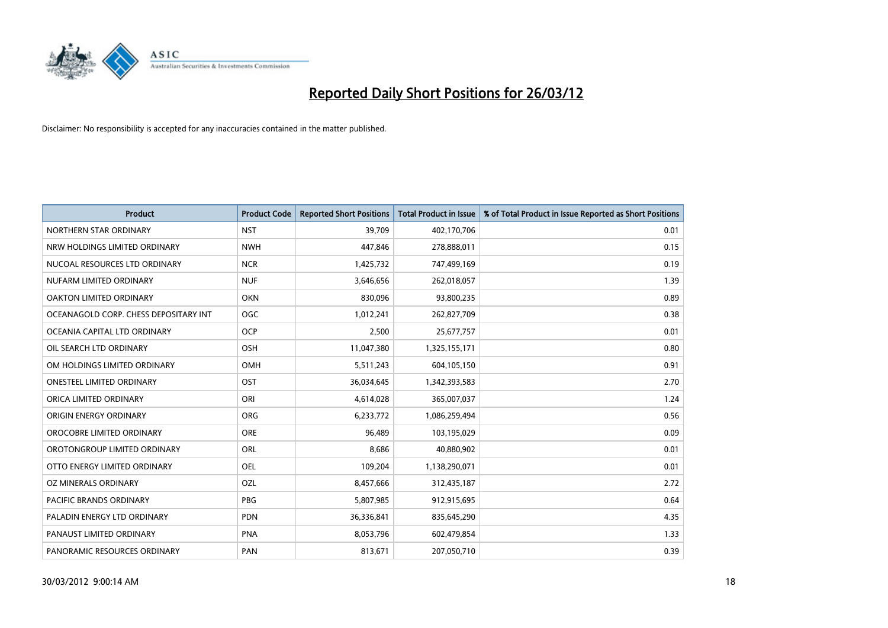# Reported Daily Short Positions for 26/03/12

Disclaimer: No responsibility is accepted for any inaccuracies contained in the matter published.

| Product | Product Code | Reported Short Positions | Total Product in Issue | % of Total Product in Issue Reported as Short Positions |
|---|---|---|---|---|
| NORTHERN STAR ORDINARY | NST | 39,709 | 402,170,706 | 0.01 |
| NRW HOLDINGS LIMITED ORDINARY | NWH | 447,846 | 278,888,011 | 0.15 |
| NUCOAL RESOURCES LTD ORDINARY | NCR | 1,425,732 | 747,499,169 | 0.19 |
| NUFARM LIMITED ORDINARY | NUF | 3,646,656 | 262,018,057 | 1.39 |
| OAKTON LIMITED ORDINARY | OKN | 830,096 | 93,800,235 | 0.89 |
| OCEANAGOLD CORP. CHESS DEPOSITARY INT | OGC | 1,012,241 | 262,827,709 | 0.38 |
| OCEANIA CAPITAL LTD ORDINARY | OCP | 2,500 | 25,677,757 | 0.01 |
| OIL SEARCH LTD ORDINARY | OSH | 11,047,380 | 1,325,155,171 | 0.80 |
| OM HOLDINGS LIMITED ORDINARY | OMH | 5,511,243 | 604,105,150 | 0.91 |
| ONESTEEL LIMITED ORDINARY | OST | 36,034,645 | 1,342,393,583 | 2.70 |
| ORICA LIMITED ORDINARY | ORI | 4,614,028 | 365,007,037 | 1.24 |
| ORIGIN ENERGY ORDINARY | ORG | 6,233,772 | 1,086,259,494 | 0.56 |
| OROCOBRE LIMITED ORDINARY | ORE | 96,489 | 103,195,029 | 0.09 |
| OROTONGROUP LIMITED ORDINARY | ORL | 8,686 | 40,880,902 | 0.01 |
| OTTO ENERGY LIMITED ORDINARY | OEL | 109,204 | 1,138,290,071 | 0.01 |
| OZ MINERALS ORDINARY | OZL | 8,457,666 | 312,435,187 | 2.72 |
| PACIFIC BRANDS ORDINARY | PBG | 5,807,985 | 912,915,695 | 0.64 |
| PALADIN ENERGY LTD ORDINARY | PDN | 36,336,841 | 835,645,290 | 4.35 |
| PANAUST LIMITED ORDINARY | PNA | 8,053,796 | 602,479,854 | 1.33 |
| PANORAMIC RESOURCES ORDINARY | PAN | 813,671 | 207,050,710 | 0.39 |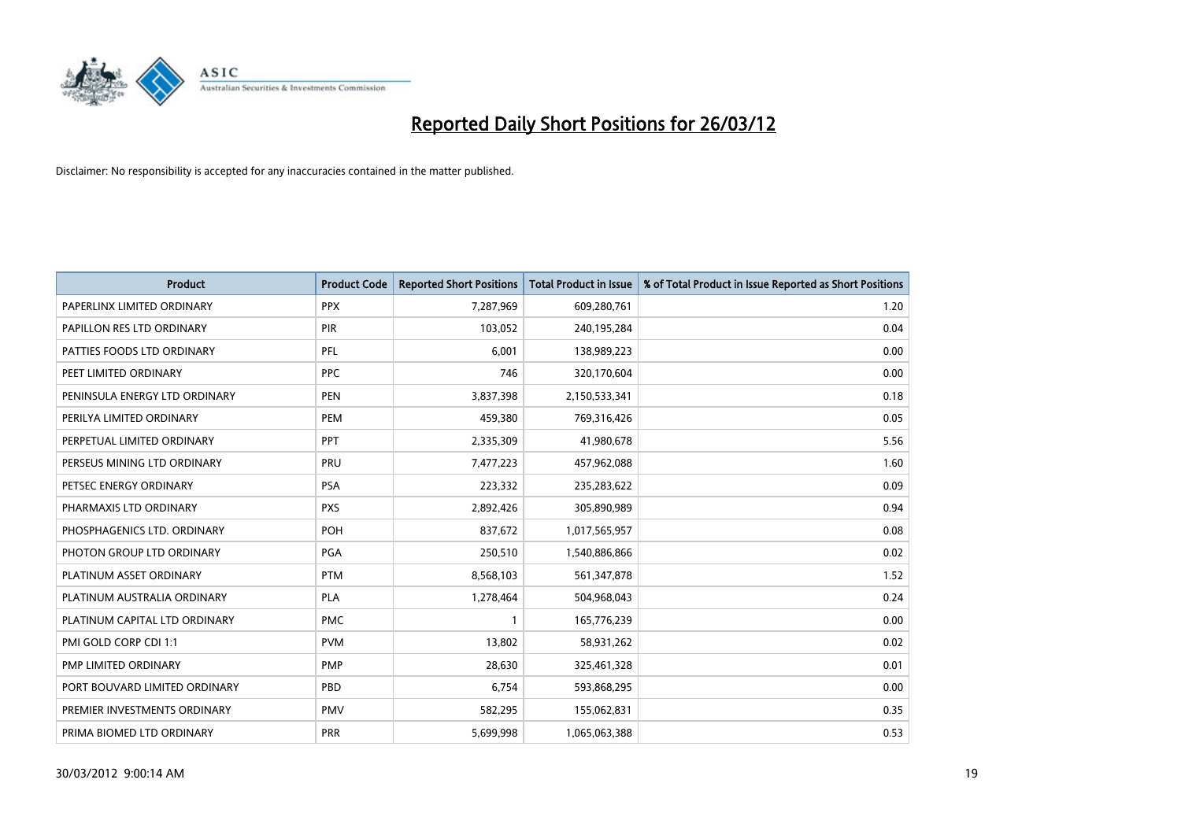# Reported Daily Short Positions for 26/03/12

Disclaimer: No responsibility is accepted for any inaccuracies contained in the matter published.

| Product | Product Code | Reported Short Positions | Total Product in Issue | % of Total Product in Issue Reported as Short Positions |
|---|---|---|---|---|
| PAPERLINX LIMITED ORDINARY | PPX | 7,287,969 | 609,280,761 | 1.20 |
| PAPILLON RES LTD ORDINARY | PIR | 103,052 | 240,195,284 | 0.04 |
| PATTIES FOODS LTD ORDINARY | PFL | 6,001 | 138,989,223 | 0.00 |
| PEET LIMITED ORDINARY | PPC | 746 | 320,170,604 | 0.00 |
| PENINSULA ENERGY LTD ORDINARY | PEN | 3,837,398 | 2,150,533,341 | 0.18 |
| PERILYA LIMITED ORDINARY | PEM | 459,380 | 769,316,426 | 0.05 |
| PERPETUAL LIMITED ORDINARY | PPT | 2,335,309 | 41,980,678 | 5.56 |
| PERSEUS MINING LTD ORDINARY | PRU | 7,477,223 | 457,962,088 | 1.60 |
| PETSEC ENERGY ORDINARY | PSA | 223,332 | 235,283,622 | 0.09 |
| PHARMAXIS LTD ORDINARY | PXS | 2,892,426 | 305,890,989 | 0.94 |
| PHOSPHAGENICS LTD. ORDINARY | POH | 837,672 | 1,017,565,957 | 0.08 |
| PHOTON GROUP LTD ORDINARY | PGA | 250,510 | 1,540,886,866 | 0.02 |
| PLATINUM ASSET ORDINARY | PTM | 8,568,103 | 561,347,878 | 1.52 |
| PLATINUM AUSTRALIA ORDINARY | PLA | 1,278,464 | 504,968,043 | 0.24 |
| PLATINUM CAPITAL LTD ORDINARY | PMC | 1 | 165,776,239 | 0.00 |
| PMI GOLD CORP CDI 1:1 | PVM | 13,802 | 58,931,262 | 0.02 |
| PMP LIMITED ORDINARY | PMP | 28,630 | 325,461,328 | 0.01 |
| PORT BOUVARD LIMITED ORDINARY | PBD | 6,754 | 593,868,295 | 0.00 |
| PREMIER INVESTMENTS ORDINARY | PMV | 582,295 | 155,062,831 | 0.35 |
| PRIMA BIOMED LTD ORDINARY | PRR | 5,699,998 | 1,065,063,388 | 0.53 |

30/03/2012 9:00:14 AM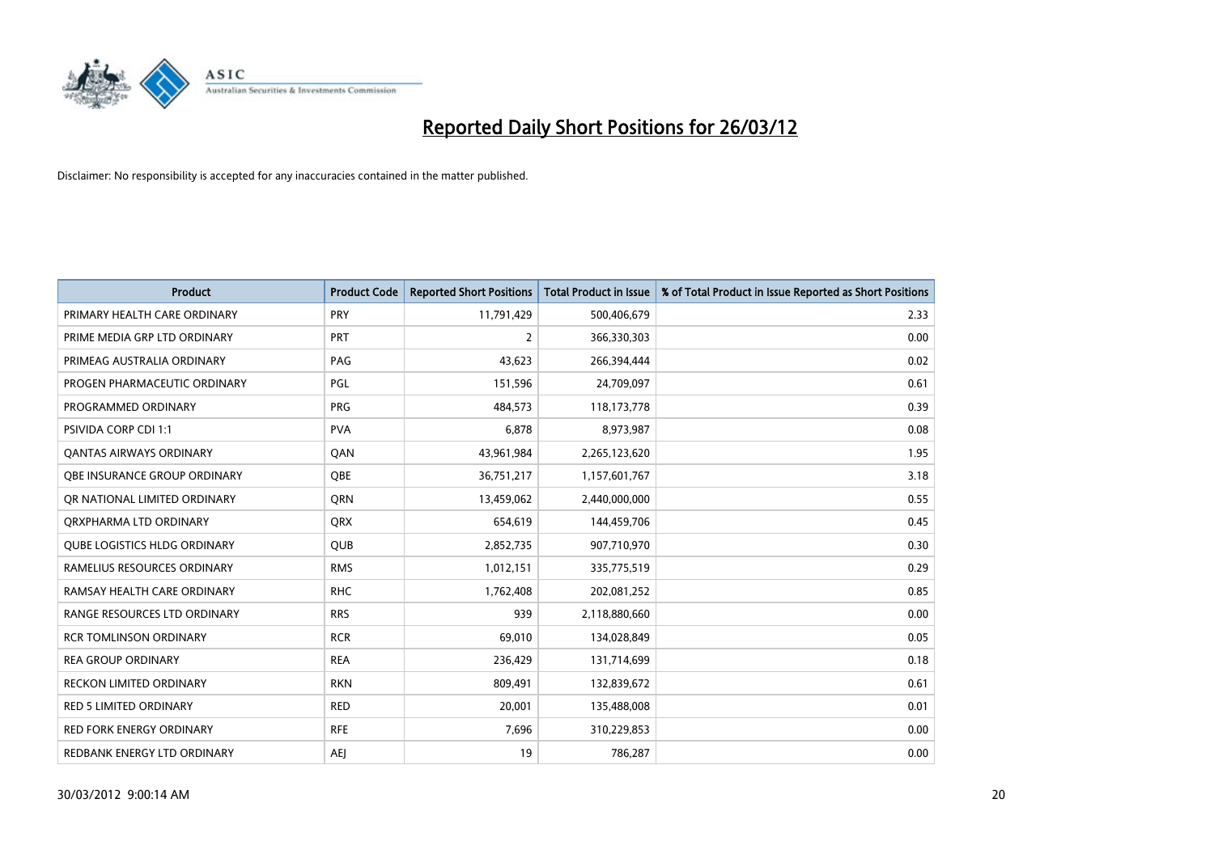# Reported Daily Short Positions for 26/03/12

Disclaimer: No responsibility is accepted for any inaccuracies contained in the matter published.

| Product | Product Code | Reported Short Positions | Total Product in Issue | % of Total Product in Issue Reported as Short Positions |
|---|---|---|---|---|
| PRIMARY HEALTH CARE ORDINARY | PRY | 11,791,429 | 500,406,679 | 2.33 |
| PRIME MEDIA GRP LTD ORDINARY | PRT | 2 | 366,330,303 | 0.00 |
| PRIMEAG AUSTRALIA ORDINARY | PAG | 43,623 | 266,394,444 | 0.02 |
| PROGEN PHARMACEUTIC ORDINARY | PGL | 151,596 | 24,709,097 | 0.61 |
| PROGRAMMED ORDINARY | PRG | 484,573 | 118,173,778 | 0.39 |
| PSIVIDA CORP CDI 1:1 | PVA | 6,878 | 8,973,987 | 0.08 |
| QANTAS AIRWAYS ORDINARY | QAN | 43,961,984 | 2,265,123,620 | 1.95 |
| QBE INSURANCE GROUP ORDINARY | QBE | 36,751,217 | 1,157,601,767 | 3.18 |
| QR NATIONAL LIMITED ORDINARY | QRN | 13,459,062 | 2,440,000,000 | 0.55 |
| QRXPHARMA LTD ORDINARY | QRX | 654,619 | 144,459,706 | 0.45 |
| QUBE LOGISTICS HLDG ORDINARY | QUB | 2,852,735 | 907,710,970 | 0.30 |
| RAMELIUS RESOURCES ORDINARY | RMS | 1,012,151 | 335,775,519 | 0.29 |
| RAMSAY HEALTH CARE ORDINARY | RHC | 1,762,408 | 202,081,252 | 0.85 |
| RANGE RESOURCES LTD ORDINARY | RRS | 939 | 2,118,880,660 | 0.00 |
| RCR TOMLINSON ORDINARY | RCR | 69,010 | 134,028,849 | 0.05 |
| REA GROUP ORDINARY | REA | 236,429 | 131,714,699 | 0.18 |
| RECKON LIMITED ORDINARY | RKN | 809,491 | 132,839,672 | 0.61 |
| RED 5 LIMITED ORDINARY | RED | 20,001 | 135,488,008 | 0.01 |
| RED FORK ENERGY ORDINARY | RFE | 7,696 | 310,229,853 | 0.00 |
| REDBANK ENERGY LTD ORDINARY | AEJ | 19 | 786,287 | 0.00 |

30/03/2012 9:00:14 AM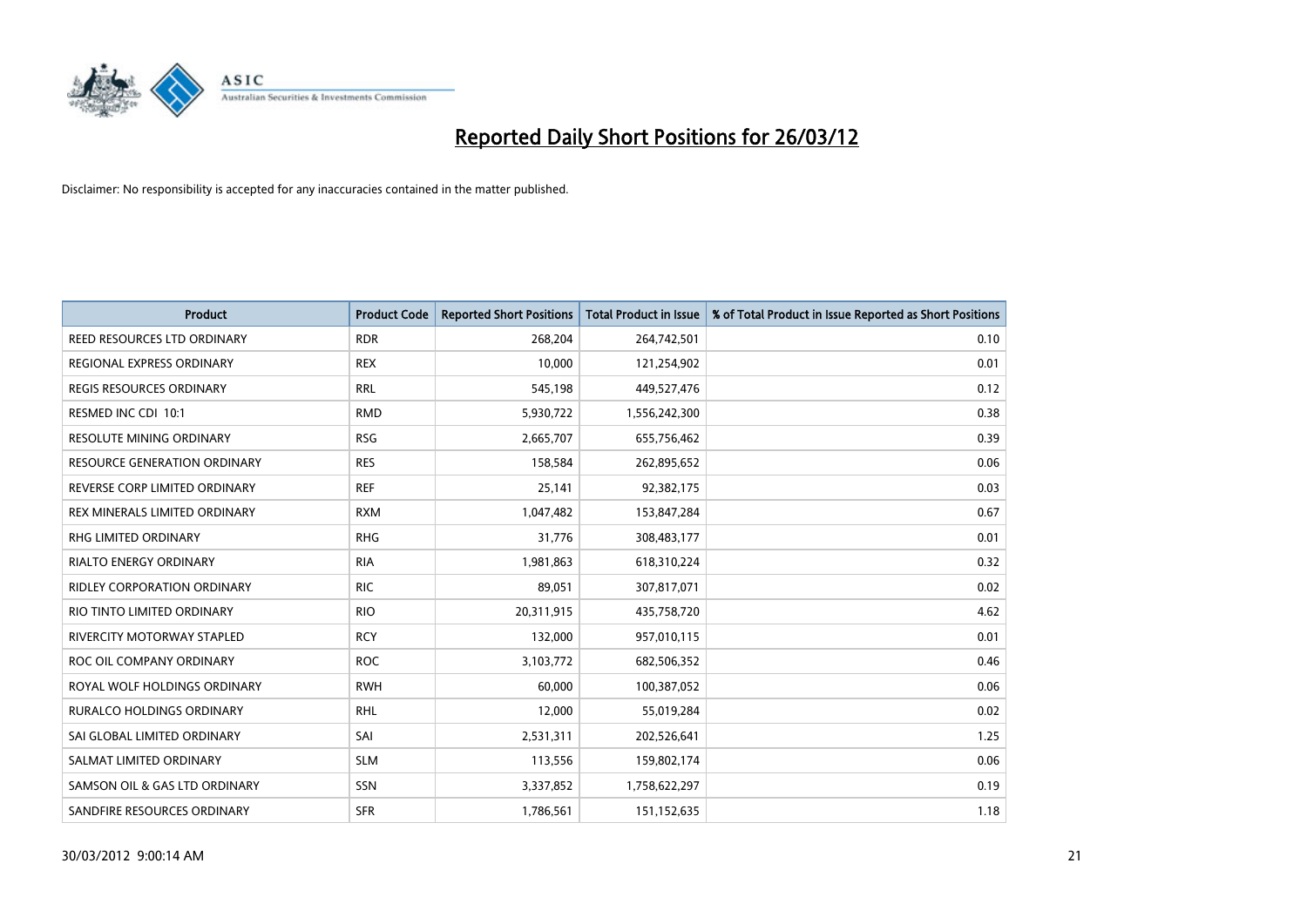# Reported Daily Short Positions for 26/03/12

Disclaimer: No responsibility is accepted for any inaccuracies contained in the matter published.

| Product | Product Code | Reported Short Positions | Total Product in Issue | % of Total Product in Issue Reported as Short Positions |
|---|---|---|---|---|
| REED RESOURCES LTD ORDINARY | RDR | 268,204 | 264,742,501 | 0.10 |
| REGIONAL EXPRESS ORDINARY | REX | 10,000 | 121,254,902 | 0.01 |
| REGIS RESOURCES ORDINARY | RRL | 545,198 | 449,527,476 | 0.12 |
| RESMED INC CDI 10:1 | RMD | 5,930,722 | 1,556,242,300 | 0.38 |
| RESOLUTE MINING ORDINARY | RSG | 2,665,707 | 655,756,462 | 0.39 |
| RESOURCE GENERATION ORDINARY | RES | 158,584 | 262,895,652 | 0.06 |
| REVERSE CORP LIMITED ORDINARY | REF | 25,141 | 92,382,175 | 0.03 |
| REX MINERALS LIMITED ORDINARY | RXM | 1,047,482 | 153,847,284 | 0.67 |
| RHG LIMITED ORDINARY | RHG | 31,776 | 308,483,177 | 0.01 |
| RIALTO ENERGY ORDINARY | RIA | 1,981,863 | 618,310,224 | 0.32 |
| RIDLEY CORPORATION ORDINARY | RIC | 89,051 | 307,817,071 | 0.02 |
| RIO TINTO LIMITED ORDINARY | RIO | 20,311,915 | 435,758,720 | 4.62 |
| RIVERCITY MOTORWAY STAPLED | RCY | 132,000 | 957,010,115 | 0.01 |
| ROC OIL COMPANY ORDINARY | ROC | 3,103,772 | 682,506,352 | 0.46 |
| ROYAL WOLF HOLDINGS ORDINARY | RWH | 60,000 | 100,387,052 | 0.06 |
| RURALCO HOLDINGS ORDINARY | RHL | 12,000 | 55,019,284 | 0.02 |
| SAI GLOBAL LIMITED ORDINARY | SAI | 2,531,311 | 202,526,641 | 1.25 |
| SALMAT LIMITED ORDINARY | SLM | 113,556 | 159,802,174 | 0.06 |
| SAMSON OIL & GAS LTD ORDINARY | SSN | 3,337,852 | 1,758,622,297 | 0.19 |
| SANDFIRE RESOURCES ORDINARY | SFR | 1,786,561 | 151,152,635 | 1.18 |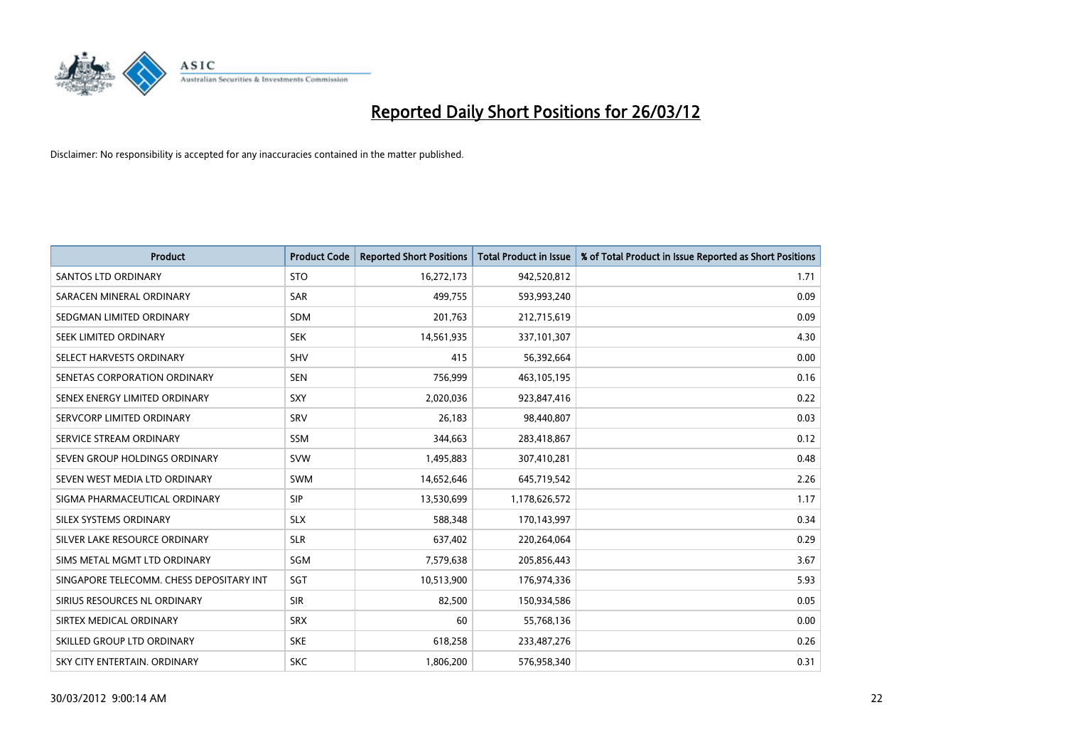# Reported Daily Short Positions for 26/03/12

Disclaimer: No responsibility is accepted for any inaccuracies contained in the matter published.

| Product | Product Code | Reported Short Positions | Total Product in Issue | % of Total Product in Issue Reported as Short Positions |
|---|---|---|---|---|
| SANTOS LTD ORDINARY | STO | 16,272,173 | 942,520,812 | 1.71 |
| SARACEN MINERAL ORDINARY | SAR | 499,755 | 593,993,240 | 0.09 |
| SEDGMAN LIMITED ORDINARY | SDM | 201,763 | 212,715,619 | 0.09 |
| SEEK LIMITED ORDINARY | SEK | 14,561,935 | 337,101,307 | 4.30 |
| SELECT HARVESTS ORDINARY | SHV | 415 | 56,392,664 | 0.00 |
| SENETAS CORPORATION ORDINARY | SEN | 756,999 | 463,105,195 | 0.16 |
| SENEX ENERGY LIMITED ORDINARY | SXY | 2,020,036 | 923,847,416 | 0.22 |
| SERVCORP LIMITED ORDINARY | SRV | 26,183 | 98,440,807 | 0.03 |
| SERVICE STREAM ORDINARY | SSM | 344,663 | 283,418,867 | 0.12 |
| SEVEN GROUP HOLDINGS ORDINARY | SVW | 1,495,883 | 307,410,281 | 0.48 |
| SEVEN WEST MEDIA LTD ORDINARY | SWM | 14,652,646 | 645,719,542 | 2.26 |
| SIGMA PHARMACEUTICAL ORDINARY | SIP | 13,530,699 | 1,178,626,572 | 1.17 |
| SILEX SYSTEMS ORDINARY | SLX | 588,348 | 170,143,997 | 0.34 |
| SILVER LAKE RESOURCE ORDINARY | SLR | 637,402 | 220,264,064 | 0.29 |
| SIMS METAL MGMT LTD ORDINARY | SGM | 7,579,638 | 205,856,443 | 3.67 |
| SINGAPORE TELECOMM. CHESS DEPOSITARY INT | SGT | 10,513,900 | 176,974,336 | 5.93 |
| SIRIUS RESOURCES NL ORDINARY | SIR | 82,500 | 150,934,586 | 0.05 |
| SIRTEX MEDICAL ORDINARY | SRX | 60 | 55,768,136 | 0.00 |
| SKILLED GROUP LTD ORDINARY | SKE | 618,258 | 233,487,276 | 0.26 |
| SKY CITY ENTERTAIN. ORDINARY | SKC | 1,806,200 | 576,958,340 | 0.31 |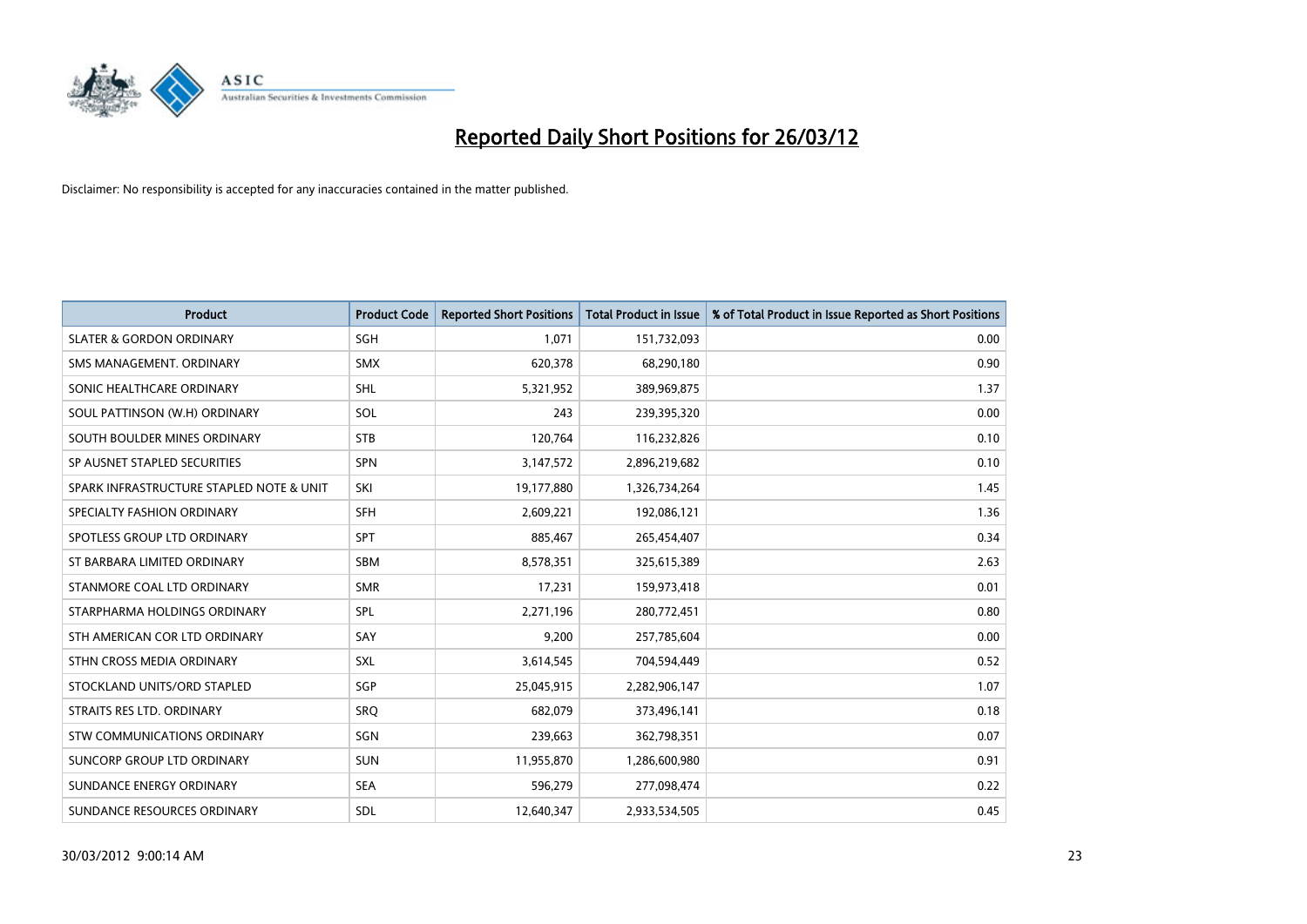# Reported Daily Short Positions for 26/03/12

Disclaimer: No responsibility is accepted for any inaccuracies contained in the matter published.

| Product | Product Code | Reported Short Positions | Total Product in Issue | % of Total Product in Issue Reported as Short Positions |
|---|---|---|---|---|
| SLATER & GORDON ORDINARY | SGH | 1,071 | 151,732,093 | 0.00 |
| SMS MANAGEMENT. ORDINARY | SMX | 620,378 | 68,290,180 | 0.90 |
| SONIC HEALTHCARE ORDINARY | SHL | 5,321,952 | 389,969,875 | 1.37 |
| SOUL PATTINSON (W.H) ORDINARY | SOL | 243 | 239,395,320 | 0.00 |
| SOUTH BOULDER MINES ORDINARY | STB | 120,764 | 116,232,826 | 0.10 |
| SP AUSNET STAPLED SECURITIES | SPN | 3,147,572 | 2,896,219,682 | 0.10 |
| SPARK INFRASTRUCTURE STAPLED NOTE & UNIT | SKI | 19,177,880 | 1,326,734,264 | 1.45 |
| SPECIALTY FASHION ORDINARY | SFH | 2,609,221 | 192,086,121 | 1.36 |
| SPOTLESS GROUP LTD ORDINARY | SPT | 885,467 | 265,454,407 | 0.34 |
| ST BARBARA LIMITED ORDINARY | SBM | 8,578,351 | 325,615,389 | 2.63 |
| STANMORE COAL LTD ORDINARY | SMR | 17,231 | 159,973,418 | 0.01 |
| STARPHARMA HOLDINGS ORDINARY | SPL | 2,271,196 | 280,772,451 | 0.80 |
| STH AMERICAN COR LTD ORDINARY | SAY | 9,200 | 257,785,604 | 0.00 |
| STHN CROSS MEDIA ORDINARY | SXL | 3,614,545 | 704,594,449 | 0.52 |
| STOCKLAND UNITS/ORD STAPLED | SGP | 25,045,915 | 2,282,906,147 | 1.07 |
| STRAITS RES LTD. ORDINARY | SRQ | 682,079 | 373,496,141 | 0.18 |
| STW COMMUNICATIONS ORDINARY | SGN | 239,663 | 362,798,351 | 0.07 |
| SUNCORP GROUP LTD ORDINARY | SUN | 11,955,870 | 1,286,600,980 | 0.91 |
| SUNDANCE ENERGY ORDINARY | SEA | 596,279 | 277,098,474 | 0.22 |
| SUNDANCE RESOURCES ORDINARY | SDL | 12,640,347 | 2,933,534,505 | 0.45 |

30/03/2012 9:00:14 AM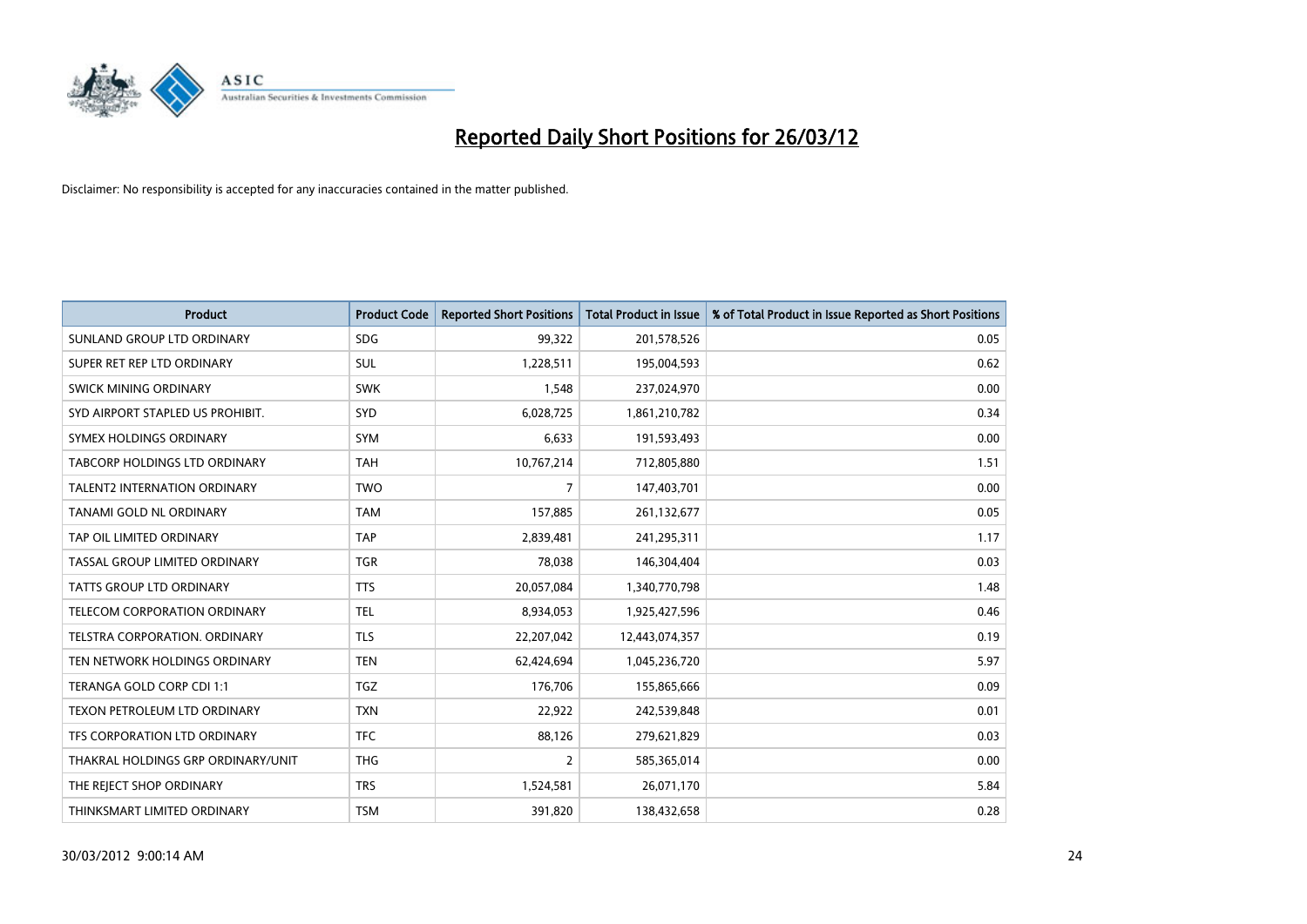# Reported Daily Short Positions for 26/03/12

Disclaimer: No responsibility is accepted for any inaccuracies contained in the matter published.

| Product | Product Code | Reported Short Positions | Total Product in Issue | % of Total Product in Issue Reported as Short Positions |
|---|---|---|---|---|
| SUNLAND GROUP LTD ORDINARY | SDG | 99,322 | 201,578,526 | 0.05 |
| SUPER RET REP LTD ORDINARY | SUL | 1,228,511 | 195,004,593 | 0.62 |
| SWICK MINING ORDINARY | SWK | 1,548 | 237,024,970 | 0.00 |
| SYD AIRPORT STAPLED US PROHIBIT. | SYD | 6,028,725 | 1,861,210,782 | 0.34 |
| SYMEX HOLDINGS ORDINARY | SYM | 6,633 | 191,593,493 | 0.00 |
| TABCORP HOLDINGS LTD ORDINARY | TAH | 10,767,214 | 712,805,880 | 1.51 |
| TALENT2 INTERNATION ORDINARY | TWO | 7 | 147,403,701 | 0.00 |
| TANAMI GOLD NL ORDINARY | TAM | 157,885 | 261,132,677 | 0.05 |
| TAP OIL LIMITED ORDINARY | TAP | 2,839,481 | 241,295,311 | 1.17 |
| TASSAL GROUP LIMITED ORDINARY | TGR | 78,038 | 146,304,404 | 0.03 |
| TATTS GROUP LTD ORDINARY | TTS | 20,057,084 | 1,340,770,798 | 1.48 |
| TELECOM CORPORATION ORDINARY | TEL | 8,934,053 | 1,925,427,596 | 0.46 |
| TELSTRA CORPORATION. ORDINARY | TLS | 22,207,042 | 12,443,074,357 | 0.19 |
| TEN NETWORK HOLDINGS ORDINARY | TEN | 62,424,694 | 1,045,236,720 | 5.97 |
| TERANGA GOLD CORP CDI 1:1 | TGZ | 176,706 | 155,865,666 | 0.09 |
| TEXON PETROLEUM LTD ORDINARY | TXN | 22,922 | 242,539,848 | 0.01 |
| TFS CORPORATION LTD ORDINARY | TFC | 88,126 | 279,621,829 | 0.03 |
| THAKRAL HOLDINGS GRP ORDINARY/UNIT | THG | 2 | 585,365,014 | 0.00 |
| THE REJECT SHOP ORDINARY | TRS | 1,524,581 | 26,071,170 | 5.84 |
| THINKSMART LIMITED ORDINARY | TSM | 391,820 | 138,432,658 | 0.28 |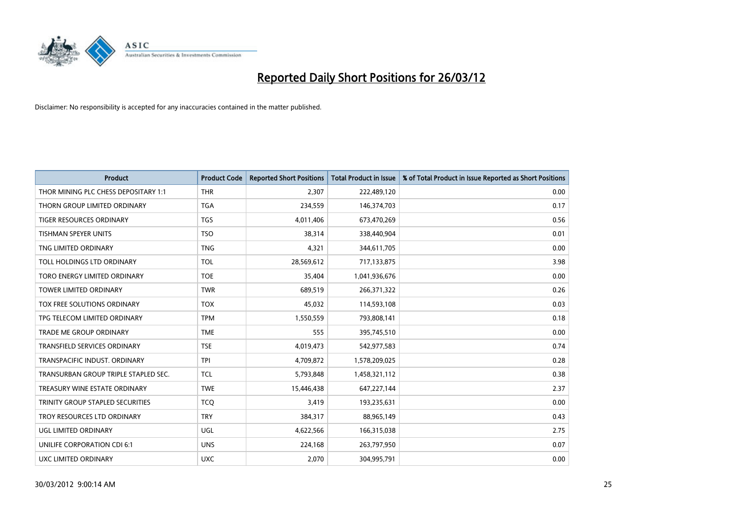# Reported Daily Short Positions for 26/03/12

Disclaimer: No responsibility is accepted for any inaccuracies contained in the matter published.

| Product | Product Code | Reported Short Positions | Total Product in Issue | % of Total Product in Issue Reported as Short Positions |
|---|---|---|---|---|
| THOR MINING PLC CHESS DEPOSITARY 1:1 | THR | 2,307 | 222,489,120 | 0.00 |
| THORN GROUP LIMITED ORDINARY | TGA | 234,559 | 146,374,703 | 0.17 |
| TIGER RESOURCES ORDINARY | TGS | 4,011,406 | 673,470,269 | 0.56 |
| TISHMAN SPEYER UNITS | TSO | 38,314 | 338,440,904 | 0.01 |
| TNG LIMITED ORDINARY | TNG | 4,321 | 344,611,705 | 0.00 |
| TOLL HOLDINGS LTD ORDINARY | TOL | 28,569,612 | 717,133,875 | 3.98 |
| TORO ENERGY LIMITED ORDINARY | TOE | 35,404 | 1,041,936,676 | 0.00 |
| TOWER LIMITED ORDINARY | TWR | 689,519 | 266,371,322 | 0.26 |
| TOX FREE SOLUTIONS ORDINARY | TOX | 45,032 | 114,593,108 | 0.03 |
| TPG TELECOM LIMITED ORDINARY | TPM | 1,550,559 | 793,808,141 | 0.18 |
| TRADE ME GROUP ORDINARY | TME | 555 | 395,745,510 | 0.00 |
| TRANSFIELD SERVICES ORDINARY | TSE | 4,019,473 | 542,977,583 | 0.74 |
| TRANSPACIFIC INDUST. ORDINARY | TPI | 4,709,872 | 1,578,209,025 | 0.28 |
| TRANSURBAN GROUP TRIPLE STAPLED SEC. | TCL | 5,793,848 | 1,458,321,112 | 0.38 |
| TREASURY WINE ESTATE ORDINARY | TWE | 15,446,438 | 647,227,144 | 2.37 |
| TRINITY GROUP STAPLED SECURITIES | TCQ | 3,419 | 193,235,631 | 0.00 |
| TROY RESOURCES LTD ORDINARY | TRY | 384,317 | 88,965,149 | 0.43 |
| UGL LIMITED ORDINARY | UGL | 4,622,566 | 166,315,038 | 2.75 |
| UNILIFE CORPORATION CDI 6:1 | UNS | 224,168 | 263,797,950 | 0.07 |
| UXC LIMITED ORDINARY | UXC | 2,070 | 304,995,791 | 0.00 |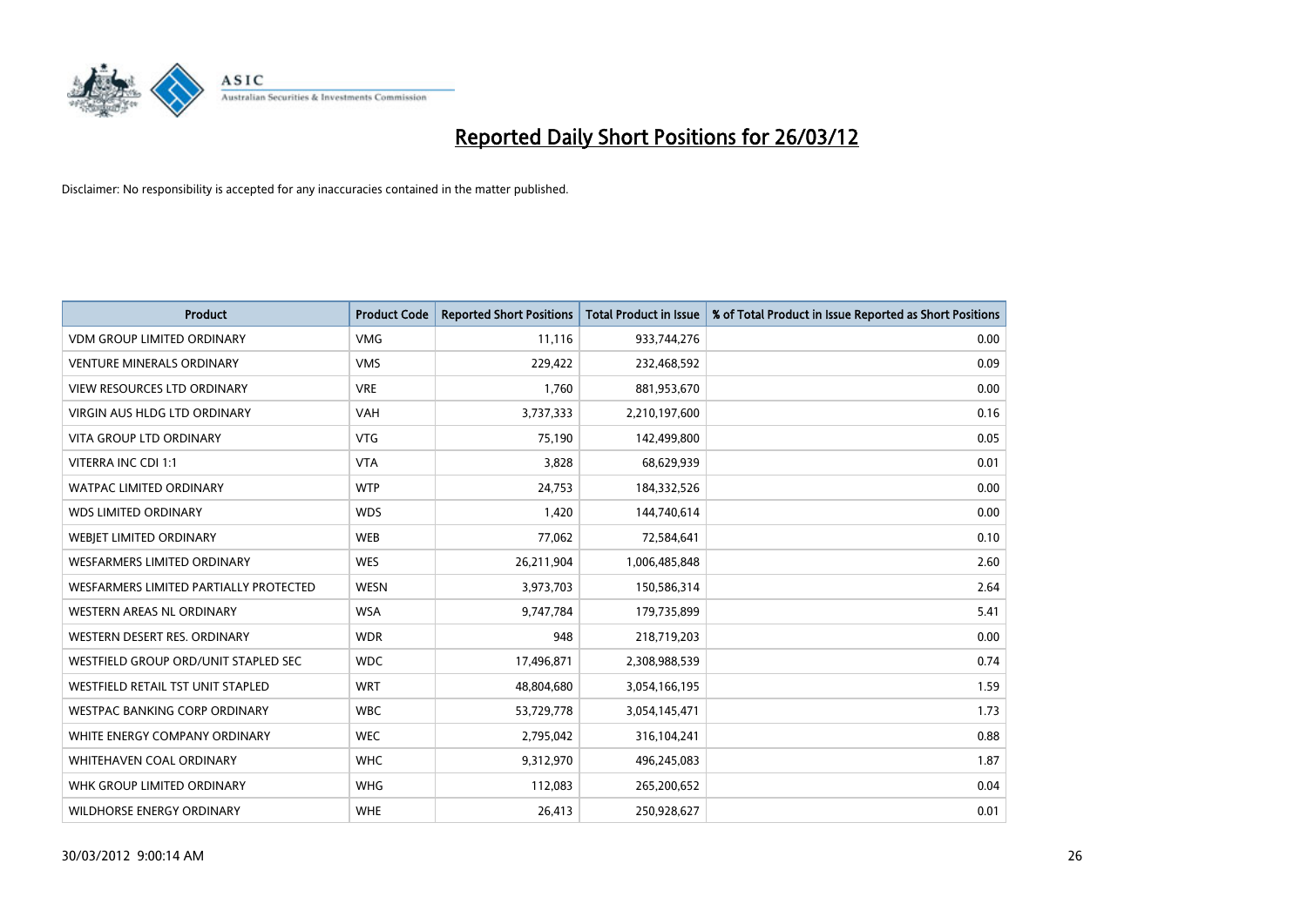# Reported Daily Short Positions for 26/03/12

Disclaimer: No responsibility is accepted for any inaccuracies contained in the matter published.

| Product | Product Code | Reported Short Positions | Total Product in Issue | % of Total Product in Issue Reported as Short Positions |
|---|---|---|---|---|
| VDM GROUP LIMITED ORDINARY | VMG | 11,116 | 933,744,276 | 0.00 |
| VENTURE MINERALS ORDINARY | VMS | 229,422 | 232,468,592 | 0.09 |
| VIEW RESOURCES LTD ORDINARY | VRE | 1,760 | 881,953,670 | 0.00 |
| VIRGIN AUS HLDG LTD ORDINARY | VAH | 3,737,333 | 2,210,197,600 | 0.16 |
| VITA GROUP LTD ORDINARY | VTG | 75,190 | 142,499,800 | 0.05 |
| VITERRA INC CDI 1:1 | VTA | 3,828 | 68,629,939 | 0.01 |
| WATPAC LIMITED ORDINARY | WTP | 24,753 | 184,332,526 | 0.00 |
| WDS LIMITED ORDINARY | WDS | 1,420 | 144,740,614 | 0.00 |
| WEBJET LIMITED ORDINARY | WEB | 77,062 | 72,584,641 | 0.10 |
| WESFARMERS LIMITED ORDINARY | WES | 26,211,904 | 1,006,485,848 | 2.60 |
| WESFARMERS LIMITED PARTIALLY PROTECTED | WESN | 3,973,703 | 150,586,314 | 2.64 |
| WESTERN AREAS NL ORDINARY | WSA | 9,747,784 | 179,735,899 | 5.41 |
| WESTERN DESERT RES. ORDINARY | WDR | 948 | 218,719,203 | 0.00 |
| WESTFIELD GROUP ORD/UNIT STAPLED SEC | WDC | 17,496,871 | 2,308,988,539 | 0.74 |
| WESTFIELD RETAIL TST UNIT STAPLED | WRT | 48,804,680 | 3,054,166,195 | 1.59 |
| WESTPAC BANKING CORP ORDINARY | WBC | 53,729,778 | 3,054,145,471 | 1.73 |
| WHITE ENERGY COMPANY ORDINARY | WEC | 2,795,042 | 316,104,241 | 0.88 |
| WHITEHAVEN COAL ORDINARY | WHC | 9,312,970 | 496,245,083 | 1.87 |
| WHK GROUP LIMITED ORDINARY | WHG | 112,083 | 265,200,652 | 0.04 |
| WILDHORSE ENERGY ORDINARY | WHE | 26,413 | 250,928,627 | 0.01 |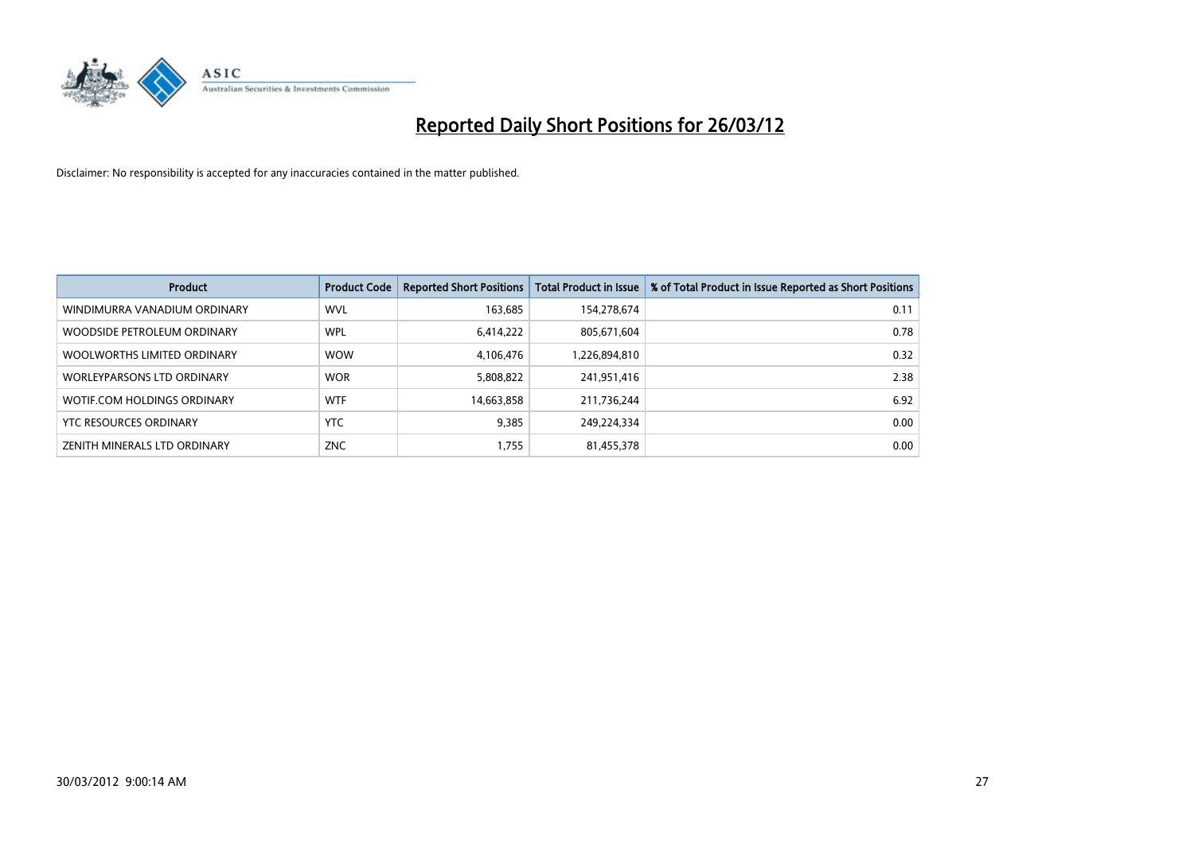# Reported Daily Short Positions for 26/03/12

Disclaimer: No responsibility is accepted for any inaccuracies contained in the matter published.

| Product | Product Code | Reported Short Positions | Total Product in Issue | % of Total Product in Issue Reported as Short Positions |
|---|---|---|---|---|
| WINDIMURRA VANADIUM ORDINARY | WVL | 163,685 | 154,278,674 | 0.11 |
| WOODSIDE PETROLEUM ORDINARY | WPL | 6,414,222 | 805,671,604 | 0.78 |
| WOOLWORTHS LIMITED ORDINARY | WOW | 4,106,476 | 1,226,894,810 | 0.32 |
| WORLEYPARSONS LTD ORDINARY | WOR | 5,808,822 | 241,951,416 | 2.38 |
| WOTIF.COM HOLDINGS ORDINARY | WTF | 14,663,858 | 211,736,244 | 6.92 |
| YTC RESOURCES ORDINARY | YTC | 9,385 | 249,224,334 | 0.00 |
| ZENITH MINERALS LTD ORDINARY | ZNC | 1,755 | 81,455,378 | 0.00 |

30/03/2012 9:00:14 AM